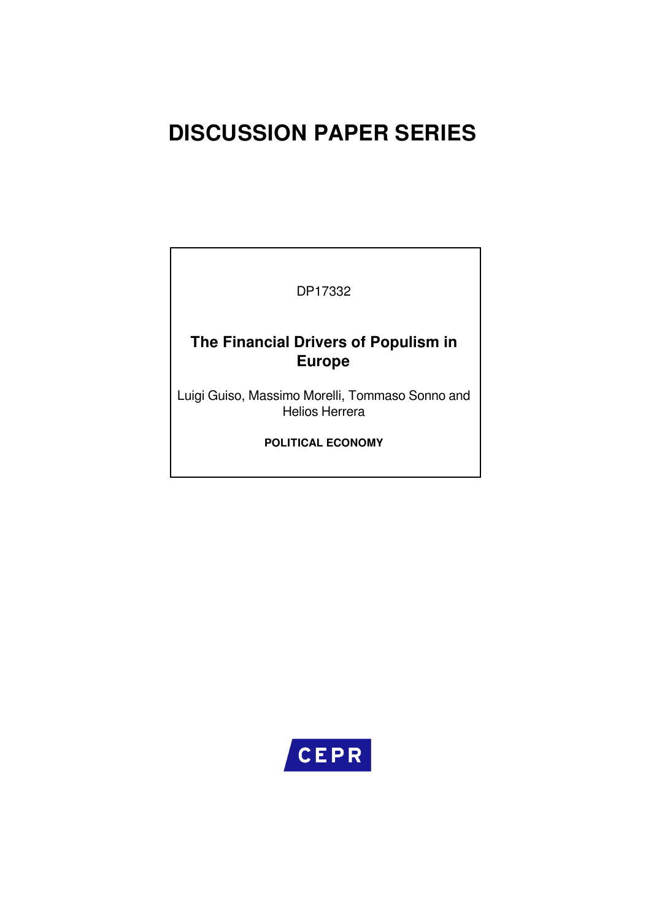# DISCUSSION PAPER SERIES

DP17332

## The Financial Drivers of Populism in Europe

Luigi Guiso, Massimo Morelli, Tommaso Sonno and Helios Herrera

**POLITICAL ECONOMY**

CEPR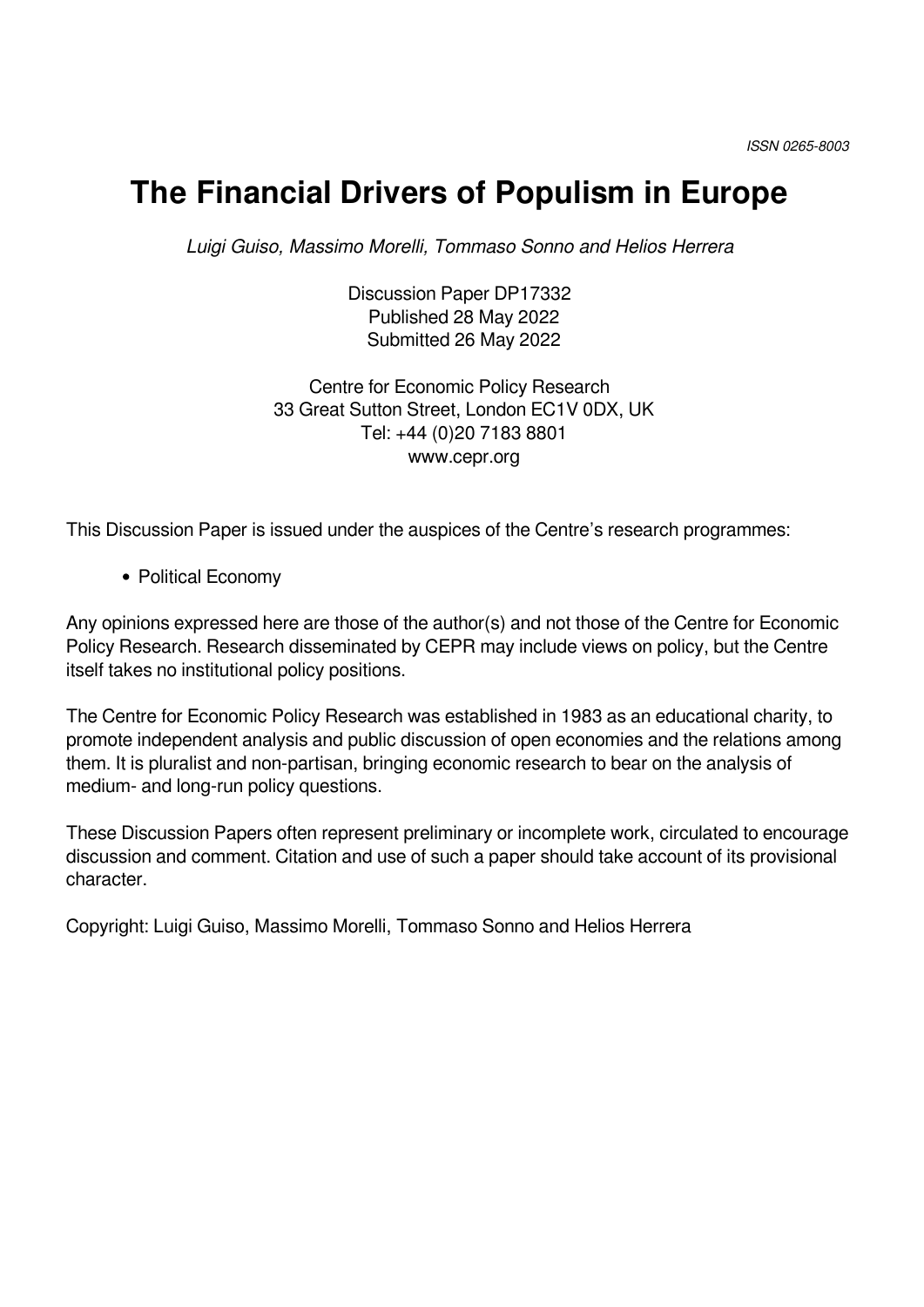ISSN 0265-8003

# The Financial Drivers of Populism in Europe

*Luigi Guiso, Massimo Morelli, Tommaso Sonno and Helios Herrera*

Discussion Paper DP17332
Published 28 May 2022
Submitted 26 May 2022

Centre for Economic Policy Research
33 Great Sutton Street, London EC1V 0DX, UK
Tel: +44 (0)20 7183 8801
www.cepr.org

This Discussion Paper is issued under the auspices of the Centre's research programmes:

- Political Economy

Any opinions expressed here are those of the author(s) and not those of the Centre for Economic Policy Research. Research disseminated by CEPR may include views on policy, but the Centre itself takes no institutional policy positions.

The Centre for Economic Policy Research was established in 1983 as an educational charity, to promote independent analysis and public discussion of open economies and the relations among them. It is pluralist and non-partisan, bringing economic research to bear on the analysis of medium- and long-run policy questions.

These Discussion Papers often represent preliminary or incomplete work, circulated to encourage discussion and comment. Citation and use of such a paper should take account of its provisional character.

Copyright: Luigi Guiso, Massimo Morelli, Tommaso Sonno and Helios Herrera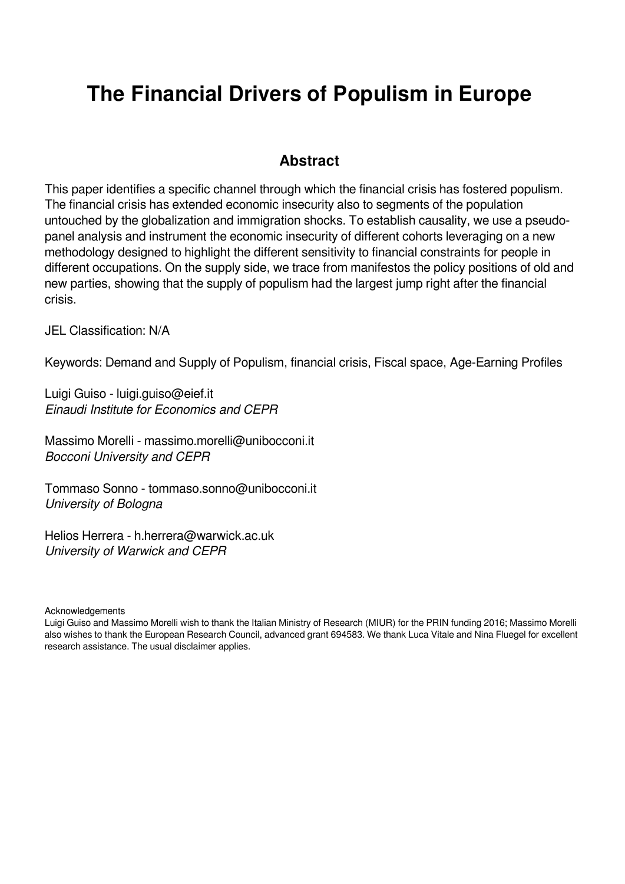# The Financial Drivers of Populism in Europe

## Abstract

This paper identifies a specific channel through which the financial crisis has fostered populism. The financial crisis has extended economic insecurity also to segments of the population untouched by the globalization and immigration shocks. To establish causality, we use a pseudo-panel analysis and instrument the economic insecurity of different cohorts leveraging on a new methodology designed to highlight the different sensitivity to financial constraints for people in different occupations. On the supply side, we trace from manifestos the policy positions of old and new parties, showing that the supply of populism had the largest jump right after the financial crisis.

JEL Classification: N/A

Keywords: Demand and Supply of Populism, financial crisis, Fiscal space, Age-Earning Profiles

Luigi Guiso - luigi.guiso@eief.it
*Einaudi Institute for Economics and CEPR*

Massimo Morelli - massimo.morelli@unibocconi.it
*Bocconi University and CEPR*

Tommaso Sonno - tommaso.sonno@unibocconi.it
*University of Bologna*

Helios Herrera - h.herrera@warwick.ac.uk
*University of Warwick and CEPR*

Acknowledgements
Luigi Guiso and Massimo Morelli wish to thank the Italian Ministry of Research (MIUR) for the PRIN funding 2016; Massimo Morelli also wishes to thank the European Research Council, advanced grant 694583. We thank Luca Vitale and Nina Fluegel for excellent research assistance. The usual disclaimer applies.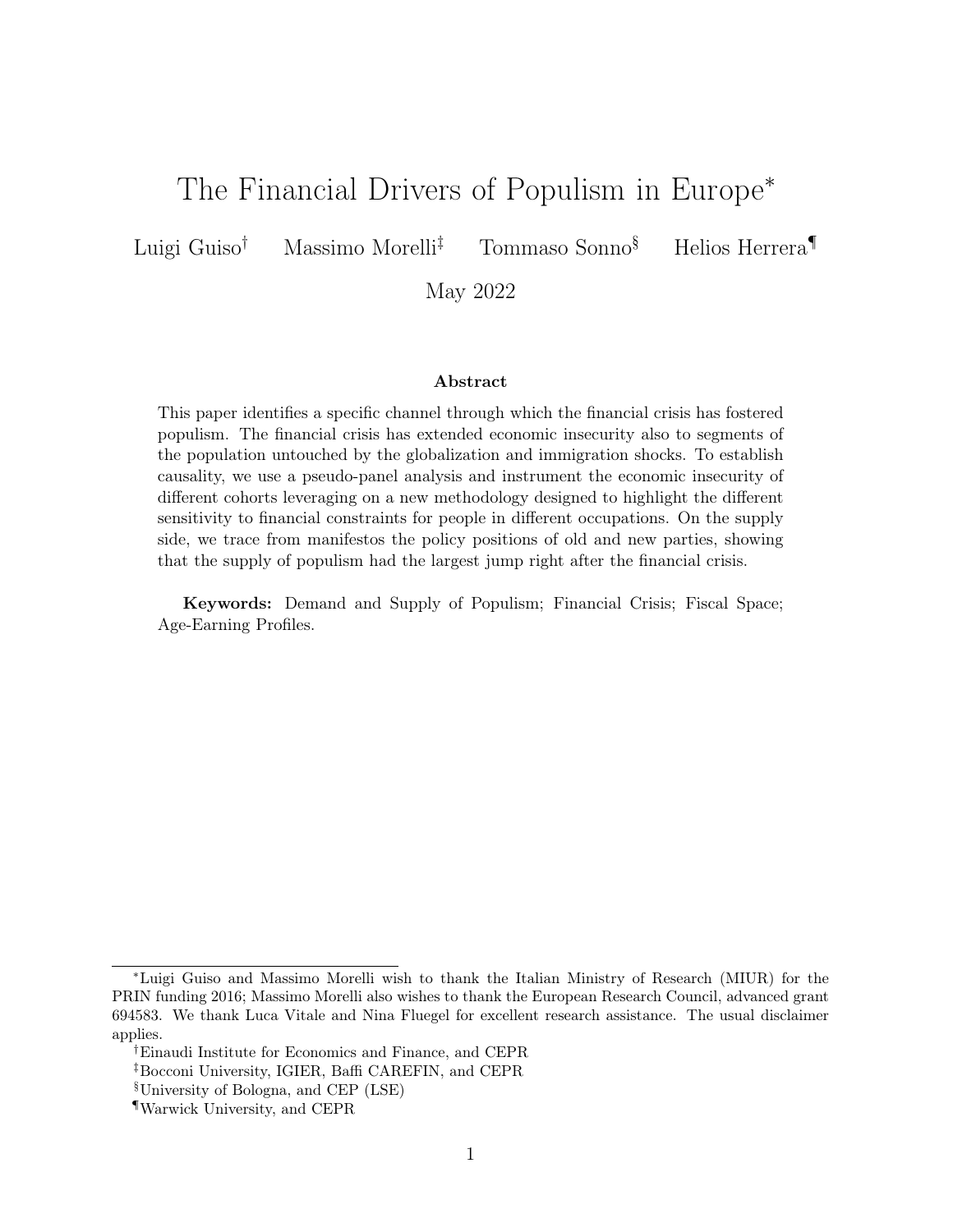# The Financial Drivers of Populism in Europe*

Luigi Guiso[†] Massimo Morelli[‡] Tommaso Sonno[§] Helios Herrera[¶]

May 2022

### Abstract

This paper identifies a specific channel through which the financial crisis has fostered populism. The financial crisis has extended economic insecurity also to segments of the population untouched by the globalization and immigration shocks. To establish causality, we use a pseudo-panel analysis and instrument the economic insecurity of different cohorts leveraging on a new methodology designed to highlight the different sensitivity to financial constraints for people in different occupations. On the supply side, we trace from manifestos the policy positions of old and new parties, showing that the supply of populism had the largest jump right after the financial crisis.

**Keywords:** Demand and Supply of Populism; Financial Crisis; Fiscal Space; Age-Earning Profiles.

---

*Luigi Guiso and Massimo Morelli wish to thank the Italian Ministry of Research (MIUR) for the PRIN funding 2016; Massimo Morelli also wishes to thank the European Research Council, advanced grant 694583. We thank Luca Vitale and Nina Fluegel for excellent research assistance. The usual disclaimer applies.

[†]Einaudi Institute for Economics and Finance, and CEPR

[‡]Bocconi University, IGIER, Baffi CAREFIN, and CEPR

[§]University of Bologna, and CEP (LSE)

[¶]Warwick University, and CEPR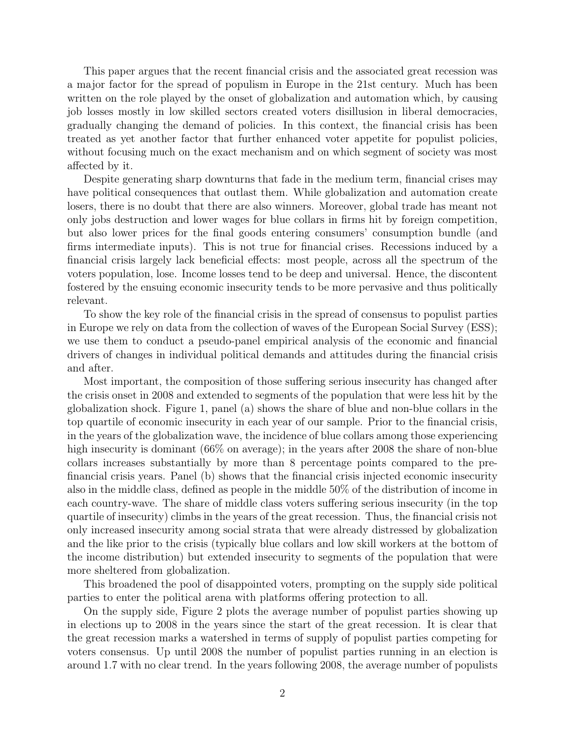This paper argues that the recent financial crisis and the associated great recession was a major factor for the spread of populism in Europe in the 21st century. Much has been written on the role played by the onset of globalization and automation which, by causing job losses mostly in low skilled sectors created voters disillusion in liberal democracies, gradually changing the demand of policies. In this context, the financial crisis has been treated as yet another factor that further enhanced voter appetite for populist policies, without focusing much on the exact mechanism and on which segment of society was most affected by it.

Despite generating sharp downturns that fade in the medium term, financial crises may have political consequences that outlast them. While globalization and automation create losers, there is no doubt that there are also winners. Moreover, global trade has meant not only jobs destruction and lower wages for blue collars in firms hit by foreign competition, but also lower prices for the final goods entering consumers' consumption bundle (and firms intermediate inputs). This is not true for financial crises. Recessions induced by a financial crisis largely lack beneficial effects: most people, across all the spectrum of the voters population, lose. Income losses tend to be deep and universal. Hence, the discontent fostered by the ensuing economic insecurity tends to be more pervasive and thus politically relevant.

To show the key role of the financial crisis in the spread of consensus to populist parties in Europe we rely on data from the collection of waves of the European Social Survey (ESS); we use them to conduct a pseudo-panel empirical analysis of the economic and financial drivers of changes in individual political demands and attitudes during the financial crisis and after.

Most important, the composition of those suffering serious insecurity has changed after the crisis onset in 2008 and extended to segments of the population that were less hit by the globalization shock. Figure 1, panel (a) shows the share of blue and non-blue collars in the top quartile of economic insecurity in each year of our sample. Prior to the financial crisis, in the years of the globalization wave, the incidence of blue collars among those experiencing high insecurity is dominant (66% on average); in the years after 2008 the share of non-blue collars increases substantially by more than 8 percentage points compared to the pre-financial crisis years. Panel (b) shows that the financial crisis injected economic insecurity also in the middle class, defined as people in the middle 50% of the distribution of income in each country-wave. The share of middle class voters suffering serious insecurity (in the top quartile of insecurity) climbs in the years of the great recession. Thus, the financial crisis not only increased insecurity among social strata that were already distressed by globalization and the like prior to the crisis (typically blue collars and low skill workers at the bottom of the income distribution) but extended insecurity to segments of the population that were more sheltered from globalization.

This broadened the pool of disappointed voters, prompting on the supply side political parties to enter the political arena with platforms offering protection to all.

On the supply side, Figure 2 plots the average number of populist parties showing up in elections up to 2008 in the years since the start of the great recession. It is clear that the great recession marks a watershed in terms of supply of populist parties competing for voters consensus. Up until 2008 the number of populist parties running in an election is around 1.7 with no clear trend. In the years following 2008, the average number of populists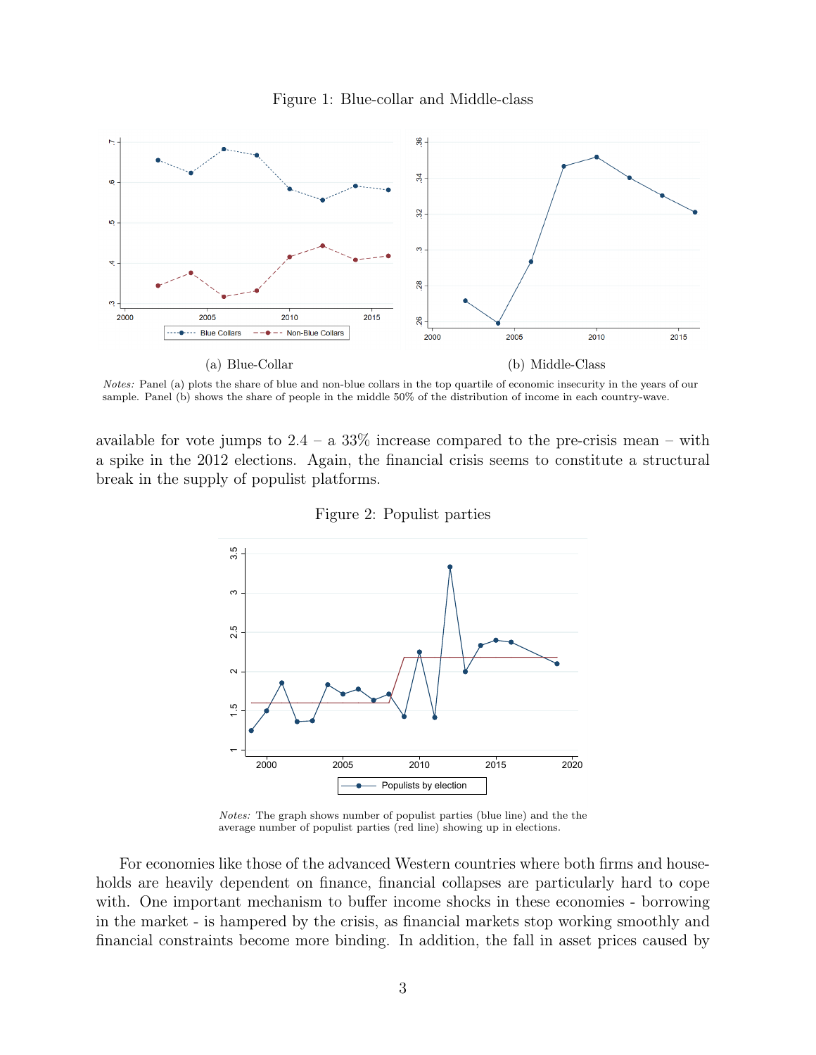Figure 1: Blue-collar and Middle-class

(a) Blue-Collar

(b) Middle-Class

*Notes:* Panel (a) plots the share of blue and non-blue collars in the top quartile of economic insecurity in the years of our sample. Panel (b) shows the share of people in the middle 50% of the distribution of income in each country-wave.

available for vote jumps to 2.4 – a 33% increase compared to the pre-crisis mean – with a spike in the 2012 elections. Again, the financial crisis seems to constitute a structural break in the supply of populist platforms.

Figure 2: Populist parties

*Notes:* The graph shows number of populist parties (blue line) and the the average number of populist parties (red line) showing up in elections.

For economies like those of the advanced Western countries where both firms and households are heavily dependent on finance, financial collapses are particularly hard to cope with. One important mechanism to buffer income shocks in these economies - borrowing in the market - is hampered by the crisis, as financial markets stop working smoothly and financial constraints become more binding. In addition, the fall in asset prices caused by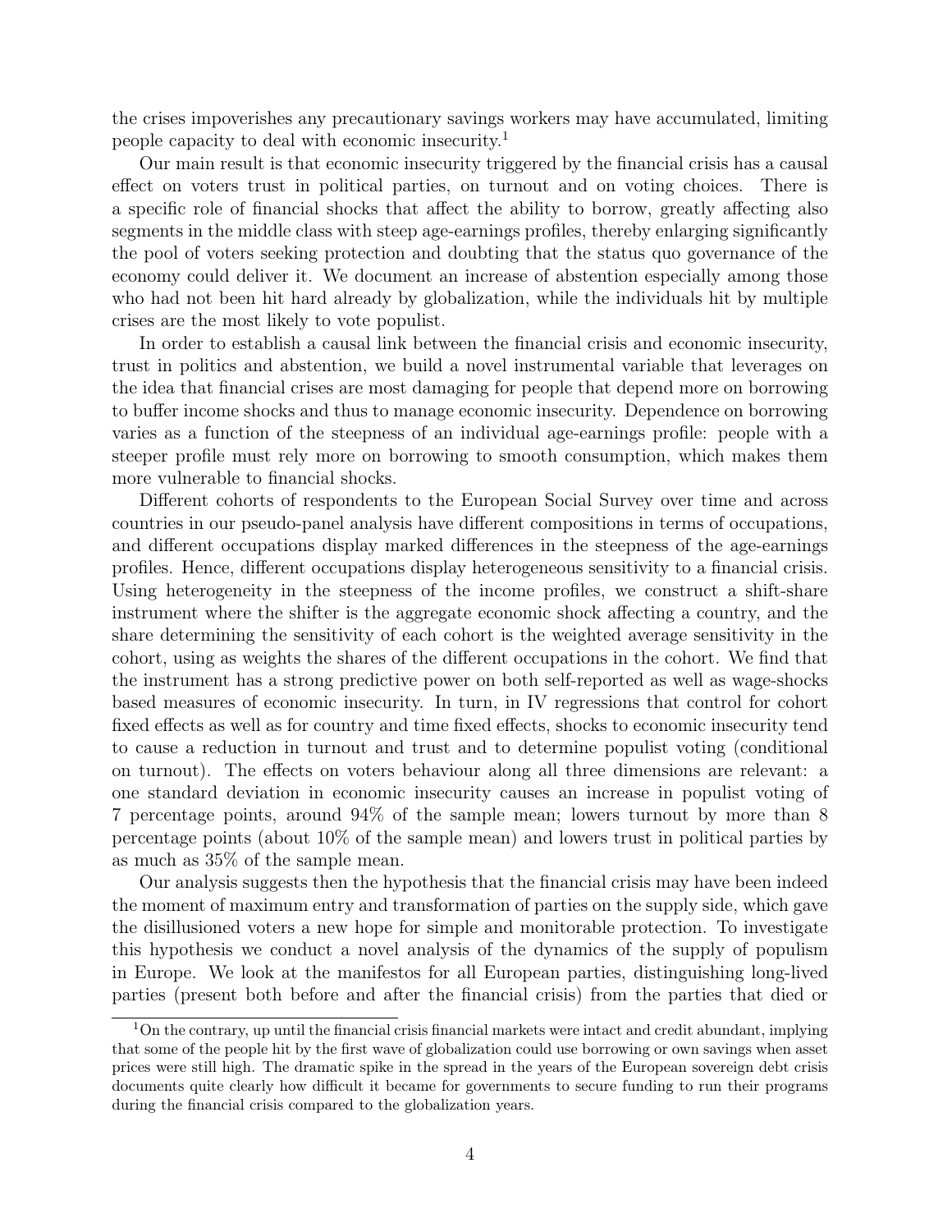the crises impoverishes any precautionary savings workers may have accumulated, limiting people capacity to deal with economic insecurity.[1]

Our main result is that economic insecurity triggered by the financial crisis has a causal effect on voters trust in political parties, on turnout and on voting choices. There is a specific role of financial shocks that affect the ability to borrow, greatly affecting also segments in the middle class with steep age-earnings profiles, thereby enlarging significantly the pool of voters seeking protection and doubting that the status quo governance of the economy could deliver it. We document an increase of abstention especially among those who had not been hit hard already by globalization, while the individuals hit by multiple crises are the most likely to vote populist.

In order to establish a causal link between the financial crisis and economic insecurity, trust in politics and abstention, we build a novel instrumental variable that leverages on the idea that financial crises are most damaging for people that depend more on borrowing to buffer income shocks and thus to manage economic insecurity. Dependence on borrowing varies as a function of the steepness of an individual age-earnings profile: people with a steeper profile must rely more on borrowing to smooth consumption, which makes them more vulnerable to financial shocks.

Different cohorts of respondents to the European Social Survey over time and across countries in our pseudo-panel analysis have different compositions in terms of occupations, and different occupations display marked differences in the steepness of the age-earnings profiles. Hence, different occupations display heterogeneous sensitivity to a financial crisis. Using heterogeneity in the steepness of the income profiles, we construct a shift-share instrument where the shifter is the aggregate economic shock affecting a country, and the share determining the sensitivity of each cohort is the weighted average sensitivity in the cohort, using as weights the shares of the different occupations in the cohort. We find that the instrument has a strong predictive power on both self-reported as well as wage-shocks based measures of economic insecurity. In turn, in IV regressions that control for cohort fixed effects as well as for country and time fixed effects, shocks to economic insecurity tend to cause a reduction in turnout and trust and to determine populist voting (conditional on turnout). The effects on voters behaviour along all three dimensions are relevant: a one standard deviation in economic insecurity causes an increase in populist voting of 7 percentage points, around 94% of the sample mean; lowers turnout by more than 8 percentage points (about 10% of the sample mean) and lowers trust in political parties by as much as 35% of the sample mean.

Our analysis suggests then the hypothesis that the financial crisis may have been indeed the moment of maximum entry and transformation of parties on the supply side, which gave the disillusioned voters a new hope for simple and monitorable protection. To investigate this hypothesis we conduct a novel analysis of the dynamics of the supply of populism in Europe. We look at the manifestos for all European parties, distinguishing long-lived parties (present both before and after the financial crisis) from the parties that died or

[1] On the contrary, up until the financial crisis financial markets were intact and credit abundant, implying that some of the people hit by the first wave of globalization could use borrowing or own savings when asset prices were still high. The dramatic spike in the spread in the years of the European sovereign debt crisis documents quite clearly how difficult it became for governments to secure funding to run their programs during the financial crisis compared to the globalization years.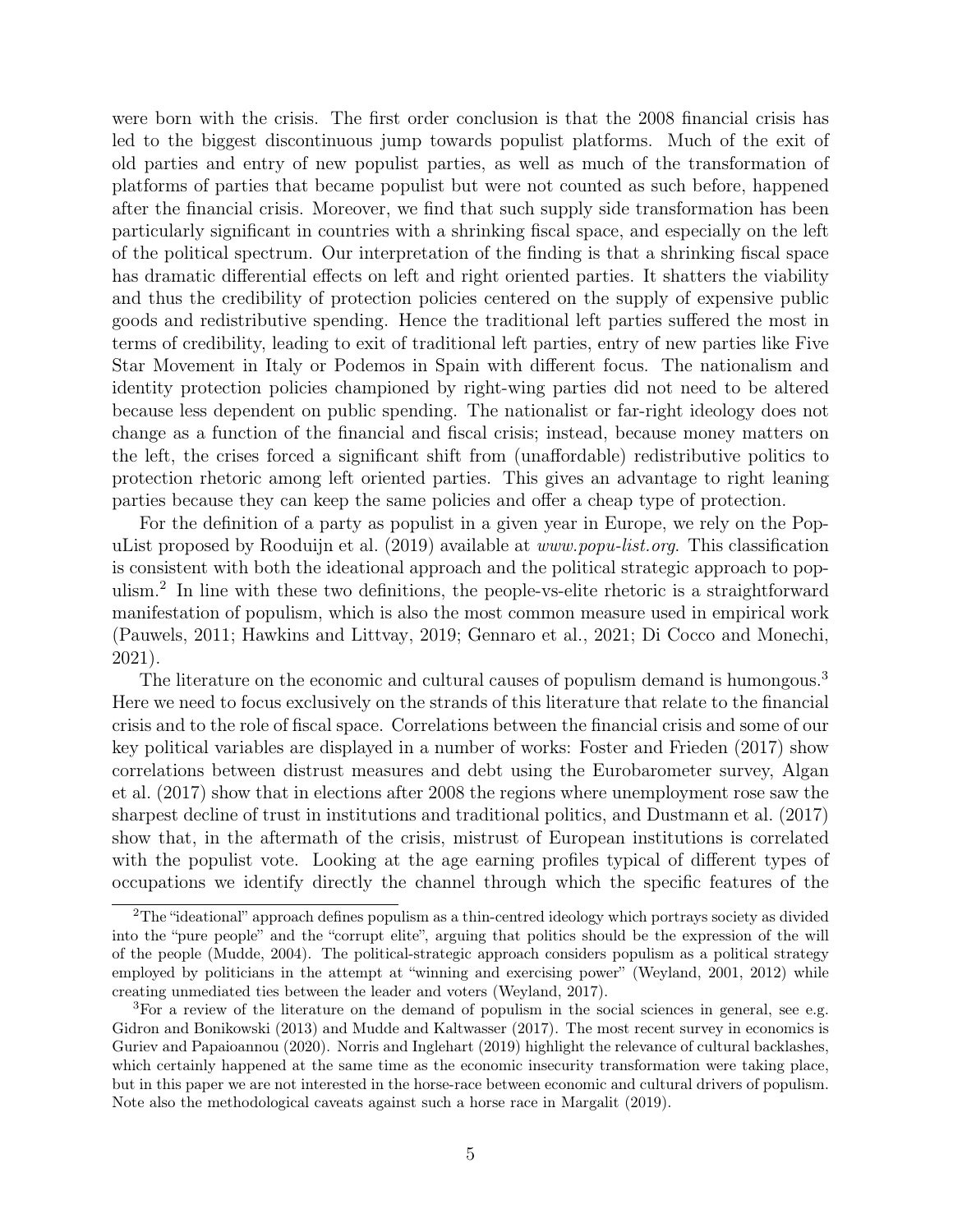were born with the crisis. The first order conclusion is that the 2008 financial crisis has led to the biggest discontinuous jump towards populist platforms. Much of the exit of old parties and entry of new populist parties, as well as much of the transformation of platforms of parties that became populist but were not counted as such before, happened after the financial crisis. Moreover, we find that such supply side transformation has been particularly significant in countries with a shrinking fiscal space, and especially on the left of the political spectrum. Our interpretation of the finding is that a shrinking fiscal space has dramatic differential effects on left and right oriented parties. It shatters the viability and thus the credibility of protection policies centered on the supply of expensive public goods and redistributive spending. Hence the traditional left parties suffered the most in terms of credibility, leading to exit of traditional left parties, entry of new parties like Five Star Movement in Italy or Podemos in Spain with different focus. The nationalism and identity protection policies championed by right-wing parties did not need to be altered because less dependent on public spending. The nationalist or far-right ideology does not change as a function of the financial and fiscal crisis; instead, because money matters on the left, the crises forced a significant shift from (unaffordable) redistributive politics to protection rhetoric among left oriented parties. This gives an advantage to right leaning parties because they can keep the same policies and offer a cheap type of protection.

For the definition of a party as populist in a given year in Europe, we rely on the PopuList proposed by Rooduijn et al. (2019) available at *www.popu-list.org*. This classification is consistent with both the ideational approach and the political strategic approach to populism.[2] In line with these two definitions, the people-vs-elite rhetoric is a straightforward manifestation of populism, which is also the most common measure used in empirical work (Pauwels, 2011; Hawkins and Littvay, 2019; Gennaro et al., 2021; Di Cocco and Monechi, 2021).

The literature on the economic and cultural causes of populism demand is humongous.[3] Here we need to focus exclusively on the strands of this literature that relate to the financial crisis and to the role of fiscal space. Correlations between the financial crisis and some of our key political variables are displayed in a number of works: Foster and Frieden (2017) show correlations between distrust measures and debt using the Eurobarometer survey, Algan et al. (2017) show that in elections after 2008 the regions where unemployment rose saw the sharpest decline of trust in institutions and traditional politics, and Dustmann et al. (2017) show that, in the aftermath of the crisis, mistrust of European institutions is correlated with the populist vote. Looking at the age earning profiles typical of different types of occupations we identify directly the channel through which the specific features of the

---

[2] The "ideational" approach defines populism as a thin-centred ideology which portrays society as divided into the "pure people" and the "corrupt elite", arguing that politics should be the expression of the will of the people (Mudde, 2004). The political-strategic approach considers populism as a political strategy employed by politicians in the attempt at "winning and exercising power" (Weyland, 2001, 2012) while creating unmediated ties between the leader and voters (Weyland, 2017).

[3] For a review of the literature on the demand of populism in the social sciences in general, see e.g. Gidron and Bonikowski (2013) and Mudde and Kaltwasser (2017). The most recent survey in economics is Guriev and Papaioannou (2020). Norris and Inglehart (2019) highlight the relevance of cultural backlashes, which certainly happened at the same time as the economic insecurity transformation were taking place, but in this paper we are not interested in the horse-race between economic and cultural drivers of populism. Note also the methodological caveats against such a horse race in Margalit (2019).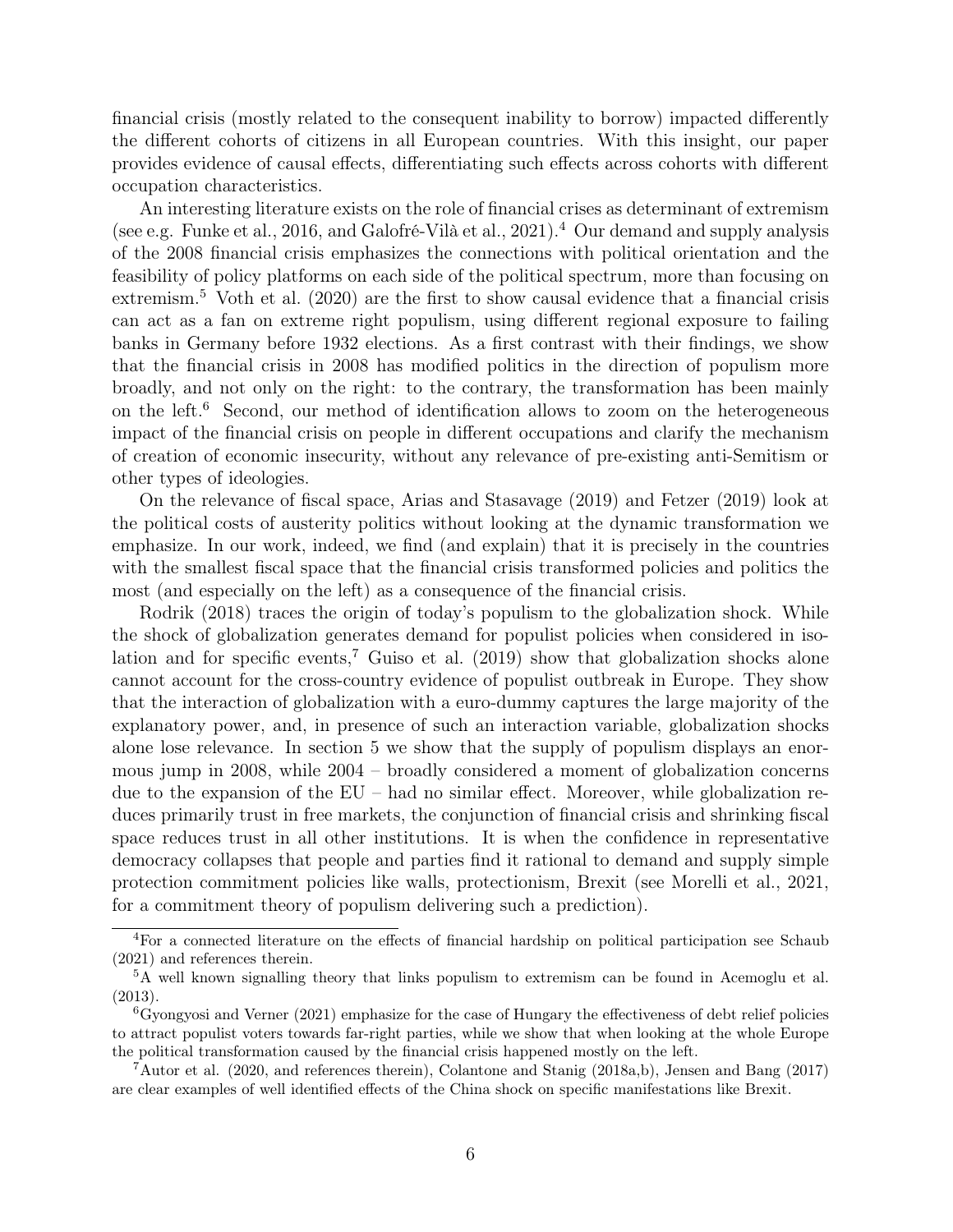financial crisis (mostly related to the consequent inability to borrow) impacted differently the different cohorts of citizens in all European countries. With this insight, our paper provides evidence of causal effects, differentiating such effects across cohorts with different occupation characteristics.

An interesting literature exists on the role of financial crises as determinant of extremism (see e.g. Funke et al., 2016, and Galofré-Vilà et al., 2021).[4] Our demand and supply analysis of the 2008 financial crisis emphasizes the connections with political orientation and the feasibility of policy platforms on each side of the political spectrum, more than focusing on extremism.[5] Voth et al. (2020) are the first to show causal evidence that a financial crisis can act as a fan on extreme right populism, using different regional exposure to failing banks in Germany before 1932 elections. As a first contrast with their findings, we show that the financial crisis in 2008 has modified politics in the direction of populism more broadly, and not only on the right: to the contrary, the transformation has been mainly on the left.[6] Second, our method of identification allows to zoom on the heterogeneous impact of the financial crisis on people in different occupations and clarify the mechanism of creation of economic insecurity, without any relevance of pre-existing anti-Semitism or other types of ideologies.

On the relevance of fiscal space, Arias and Stasavage (2019) and Fetzer (2019) look at the political costs of austerity politics without looking at the dynamic transformation we emphasize. In our work, indeed, we find (and explain) that it is precisely in the countries with the smallest fiscal space that the financial crisis transformed policies and politics the most (and especially on the left) as a consequence of the financial crisis.

Rodrik (2018) traces the origin of today's populism to the globalization shock. While the shock of globalization generates demand for populist policies when considered in isolation and for specific events,[7] Guiso et al. (2019) show that globalization shocks alone cannot account for the cross-country evidence of populist outbreak in Europe. They show that the interaction of globalization with a euro-dummy captures the large majority of the explanatory power, and, in presence of such an interaction variable, globalization shocks alone lose relevance. In section 5 we show that the supply of populism displays an enormous jump in 2008, while 2004 – broadly considered a moment of globalization concerns due to the expansion of the EU – had no similar effect. Moreover, while globalization reduces primarily trust in free markets, the conjunction of financial crisis and shrinking fiscal space reduces trust in all other institutions. It is when the confidence in representative democracy collapses that people and parties find it rational to demand and supply simple protection commitment policies like walls, protectionism, Brexit (see Morelli et al., 2021, for a commitment theory of populism delivering such a prediction).

[4] For a connected literature on the effects of financial hardship on political participation see Schaub (2021) and references therein.

[5] A well known signalling theory that links populism to extremism can be found in Acemoglu et al. (2013).

[6] Gyongyosi and Verner (2021) emphasize for the case of Hungary the effectiveness of debt relief policies to attract populist voters towards far-right parties, while we show that when looking at the whole Europe the political transformation caused by the financial crisis happened mostly on the left.

[7] Autor et al. (2020, and references therein), Colantone and Stanig (2018a,b), Jensen and Bang (2017) are clear examples of well identified effects of the China shock on specific manifestations like Brexit.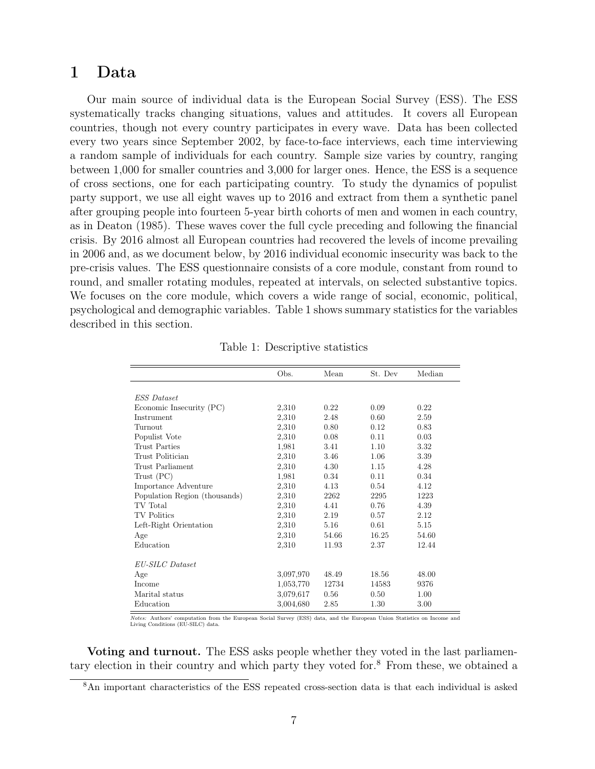# 1 Data

Our main source of individual data is the European Social Survey (ESS). The ESS systematically tracks changing situations, values and attitudes. It covers all European countries, though not every country participates in every wave. Data has been collected every two years since September 2002, by face-to-face interviews, each time interviewing a random sample of individuals for each country. Sample size varies by country, ranging between 1,000 for smaller countries and 3,000 for larger ones. Hence, the ESS is a sequence of cross sections, one for each participating country. To study the dynamics of populist party support, we use all eight waves up to 2016 and extract from them a synthetic panel after grouping people into fourteen 5-year birth cohorts of men and women in each country, as in Deaton (1985). These waves cover the full cycle preceding and following the financial crisis. By 2016 almost all European countries had recovered the levels of income prevailing in 2006 and, as we document below, by 2016 individual economic insecurity was back to the pre-crisis values. The ESS questionnaire consists of a core module, constant from round to round, and smaller rotating modules, repeated at intervals, on selected substantive topics. We focuses on the core module, which covers a wide range of social, economic, political, psychological and demographic variables. Table 1 shows summary statistics for the variables described in this section.

Table 1: Descriptive statistics

| | Obs. | Mean | St. Dev | Median |
|---|---|---|---|---|
| *ESS Dataset* | | | | |
| Economic Insecurity (PC) | 2,310 | 0.22 | 0.09 | 0.22 |
| Instrument | 2,310 | 2.48 | 0.60 | 2.59 |
| Turnout | 2,310 | 0.80 | 0.12 | 0.83 |
| Populist Vote | 2,310 | 0.08 | 0.11 | 0.03 |
| Trust Parties | 1,981 | 3.41 | 1.10 | 3.32 |
| Trust Politician | 2,310 | 3.46 | 1.06 | 3.39 |
| Trust Parliament | 2,310 | 4.30 | 1.15 | 4.28 |
| Trust (PC) | 1,981 | 0.34 | 0.11 | 0.34 |
| Importance Adventure | 2,310 | 4.13 | 0.54 | 4.12 |
| Population Region (thousands) | 2,310 | 2262 | 2295 | 1223 |
| TV Total | 2,310 | 4.41 | 0.76 | 4.39 |
| TV Politics | 2,310 | 2.19 | 0.57 | 2.12 |
| Left-Right Orientation | 2,310 | 5.16 | 0.61 | 5.15 |
| Age | 2,310 | 54.66 | 16.25 | 54.60 |
| Education | 2,310 | 11.93 | 2.37 | 12.44 |
| *EU-SILC Dataset* | | | | |
| Age | 3,097,970 | 48.49 | 18.56 | 48.00 |
| Income | 1,053,770 | 12734 | 14583 | 9376 |
| Marital status | 3,079,617 | 0.56 | 0.50 | 1.00 |
| Education | 3,004,680 | 2.85 | 1.30 | 3.00 |

*Notes:* Authors' computation from the European Social Survey (ESS) data, and the European Union Statistics on Income and Living Conditions (EU-SILC) data.

**Voting and turnout.** The ESS asks people whether they voted in the last parliamentary election in their country and which party they voted for.[8] From these, we obtained a

[8] An important characteristics of the ESS repeated cross-section data is that each individual is asked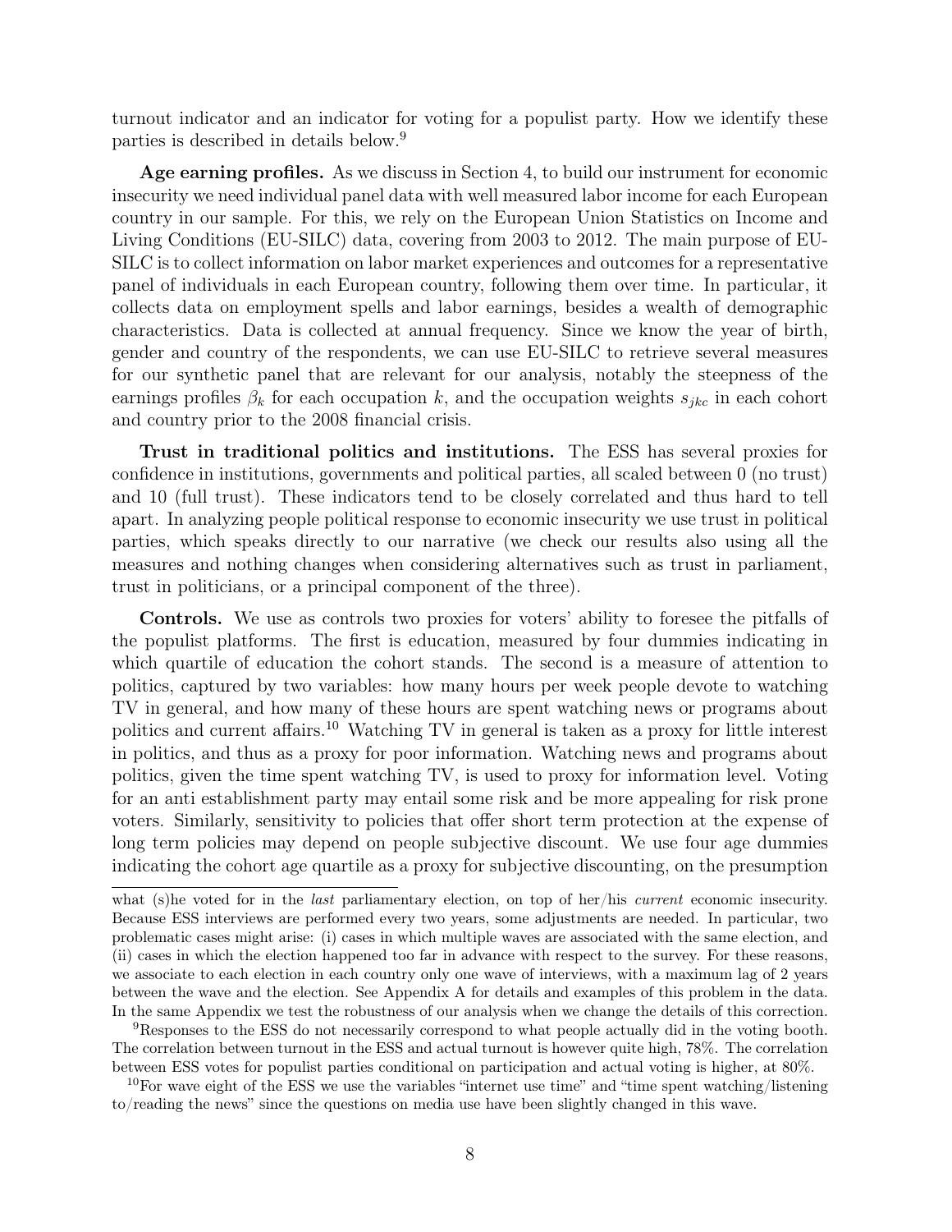turnout indicator and an indicator for voting for a populist party. How we identify these parties is described in details below.[9]

**Age earning profiles.** As we discuss in Section 4, to build our instrument for economic insecurity we need individual panel data with well measured labor income for each European country in our sample. For this, we rely on the European Union Statistics on Income and Living Conditions (EU-SILC) data, covering from 2003 to 2012. The main purpose of EU-SILC is to collect information on labor market experiences and outcomes for a representative panel of individuals in each European country, following them over time. In particular, it collects data on employment spells and labor earnings, besides a wealth of demographic characteristics. Data is collected at annual frequency. Since we know the year of birth, gender and country of the respondents, we can use EU-SILC to retrieve several measures for our synthetic panel that are relevant for our analysis, notably the steepness of the earnings profiles $\beta_k$ for each occupation $k$, and the occupation weights $s_{jkc}$ in each cohort and country prior to the 2008 financial crisis.

**Trust in traditional politics and institutions.** The ESS has several proxies for confidence in institutions, governments and political parties, all scaled between 0 (no trust) and 10 (full trust). These indicators tend to be closely correlated and thus hard to tell apart. In analyzing people political response to economic insecurity we use trust in political parties, which speaks directly to our narrative (we check our results also using all the measures and nothing changes when considering alternatives such as trust in parliament, trust in politicians, or a principal component of the three).

**Controls.** We use as controls two proxies for voters' ability to foresee the pitfalls of the populist platforms. The first is education, measured by four dummies indicating in which quartile of education the cohort stands. The second is a measure of attention to politics, captured by two variables: how many hours per week people devote to watching TV in general, and how many of these hours are spent watching news or programs about politics and current affairs.[10] Watching TV in general is taken as a proxy for little interest in politics, and thus as a proxy for poor information. Watching news and programs about politics, given the time spent watching TV, is used to proxy for information level. Voting for an anti establishment party may entail some risk and be more appealing for risk prone voters. Similarly, sensitivity to policies that offer short term protection at the expense of long term policies may depend on people subjective discount. We use four age dummies indicating the cohort age quartile as a proxy for subjective discounting, on the presumption

---

what (s)he voted for in the *last* parliamentary election, on top of her/his *current* economic insecurity. Because ESS interviews are performed every two years, some adjustments are needed. In particular, two problematic cases might arise: (i) cases in which multiple waves are associated with the same election, and (ii) cases in which the election happened too far in advance with respect to the survey. For these reasons, we associate to each election in each country only one wave of interviews, with a maximum lag of 2 years between the wave and the election. See Appendix A for details and examples of this problem in the data. In the same Appendix we test the robustness of our analysis when we change the details of this correction.

[9] Responses to the ESS do not necessarily correspond to what people actually did in the voting booth. The correlation between turnout in the ESS and actual turnout is however quite high, 78%. The correlation between ESS votes for populist parties conditional on participation and actual voting is higher, at 80%.

[10] For wave eight of the ESS we use the variables "internet use time" and "time spent watching/listening to/reading the news" since the questions on media use have been slightly changed in this wave.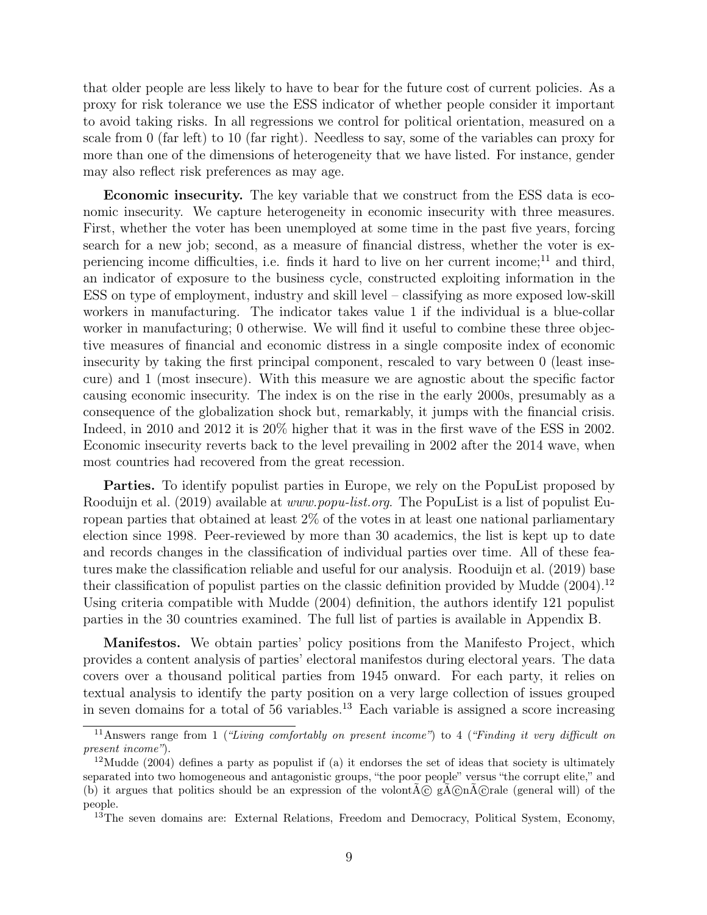that older people are less likely to have to bear for the future cost of current policies. As a proxy for risk tolerance we use the ESS indicator of whether people consider it important to avoid taking risks. In all regressions we control for political orientation, measured on a scale from 0 (far left) to 10 (far right). Needless to say, some of the variables can proxy for more than one of the dimensions of heterogeneity that we have listed. For instance, gender may also reflect risk preferences as may age.

**Economic insecurity.** The key variable that we construct from the ESS data is economic insecurity. We capture heterogeneity in economic insecurity with three measures. First, whether the voter has been unemployed at some time in the past five years, forcing search for a new job; second, as a measure of financial distress, whether the voter is experiencing income difficulties, i.e. finds it hard to live on her current income;[11] and third, an indicator of exposure to the business cycle, constructed exploiting information in the ESS on type of employment, industry and skill level – classifying as more exposed low-skill workers in manufacturing. The indicator takes value 1 if the individual is a blue-collar worker in manufacturing; 0 otherwise. We will find it useful to combine these three objective measures of financial and economic distress in a single composite index of economic insecurity by taking the first principal component, rescaled to vary between 0 (least insecure) and 1 (most insecure). With this measure we are agnostic about the specific factor causing economic insecurity. The index is on the rise in the early 2000s, presumably as a consequence of the globalization shock but, remarkably, it jumps with the financial crisis. Indeed, in 2010 and 2012 it is 20% higher that it was in the first wave of the ESS in 2002. Economic insecurity reverts back to the level prevailing in 2002 after the 2014 wave, when most countries had recovered from the great recession.

**Parties.** To identify populist parties in Europe, we rely on the PopuList proposed by Rooduijn et al. (2019) available at *www.popu-list.org*. The PopuList is a list of populist European parties that obtained at least 2% of the votes in at least one national parliamentary election since 1998. Peer-reviewed by more than 30 academics, the list is kept up to date and records changes in the classification of individual parties over time. All of these features make the classification reliable and useful for our analysis. Rooduijn et al. (2019) base their classification of populist parties on the classic definition provided by Mudde (2004).[12] Using criteria compatible with Mudde (2004) definition, the authors identify 121 populist parties in the 30 countries examined. The full list of parties is available in Appendix B.

**Manifestos.** We obtain parties' policy positions from the Manifesto Project, which provides a content analysis of parties' electoral manifestos during electoral years. The data covers over a thousand political parties from 1945 onward. For each party, it relies on textual analysis to identify the party position on a very large collection of issues grouped in seven domains for a total of 56 variables.[13] Each variable is assigned a score increasing

---

[11] Answers range from 1 (*"Living comfortably on present income"*) to 4 (*"Finding it very difficult on present income"*).

[12] Mudde (2004) defines a party as populist if (a) it endorses the set of ideas that society is ultimately separated into two homogeneous and antagonistic groups, "the poor people" versus "the corrupt elite," and (b) it argues that politics should be an expression of the volontÃ© gÃ©nÃ©rale (general will) of the people.

[13] The seven domains are: External Relations, Freedom and Democracy, Political System, Economy,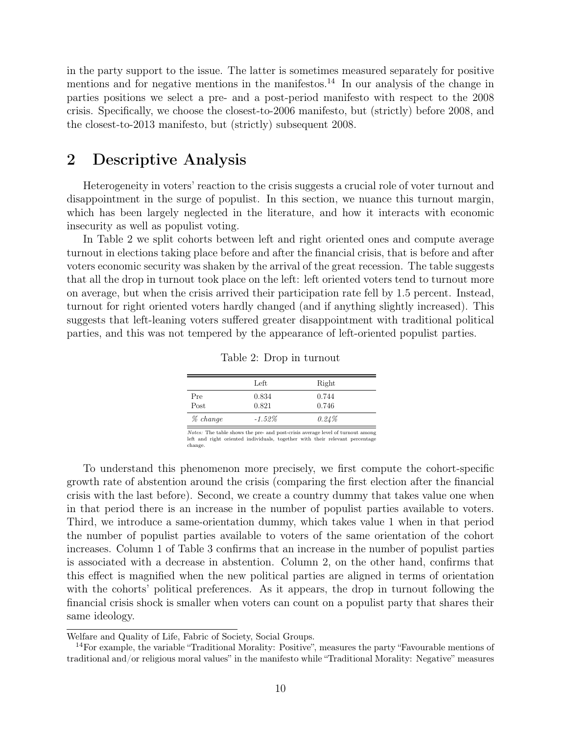in the party support to the issue. The latter is sometimes measured separately for positive mentions and for negative mentions in the manifestos.[14] In our analysis of the change in parties positions we select a pre- and a post-period manifesto with respect to the 2008 crisis. Specifically, we choose the closest-to-2006 manifesto, but (strictly) before 2008, and the closest-to-2013 manifesto, but (strictly) subsequent 2008.

# 2 Descriptive Analysis

Heterogeneity in voters' reaction to the crisis suggests a crucial role of voter turnout and disappointment in the surge of populist. In this section, we nuance this turnout margin, which has been largely neglected in the literature, and how it interacts with economic insecurity as well as populist voting.

In Table 2 we split cohorts between left and right oriented ones and compute average turnout in elections taking place before and after the financial crisis, that is before and after voters economic security was shaken by the arrival of the great recession. The table suggests that all the drop in turnout took place on the left: left oriented voters tend to turnout more on average, but when the crisis arrived their participation rate fell by 1.5 percent. Instead, turnout for right oriented voters hardly changed (and if anything slightly increased). This suggests that left-leaning voters suffered greater disappointment with traditional political parties, and this was not tempered by the appearance of left-oriented populist parties.

Table 2: Drop in turnout

| | Left | Right |
|---|---|---|
| Pre | 0.834 | 0.744 |
| Post | 0.821 | 0.746 |
| *% change* | *-1.52%* | *0.24%* |

*Notes:* The table shows the pre- and post-crisis average level of turnout among left and right oriented individuals, together with their relevant percentage change.

To understand this phenomenon more precisely, we first compute the cohort-specific growth rate of abstention around the crisis (comparing the first election after the financial crisis with the last before). Second, we create a country dummy that takes value one when in that period there is an increase in the number of populist parties available to voters. Third, we introduce a same-orientation dummy, which takes value 1 when in that period the number of populist parties available to voters of the same orientation of the cohort increases. Column 1 of Table 3 confirms that an increase in the number of populist parties is associated with a decrease in abstention. Column 2, on the other hand, confirms that this effect is magnified when the new political parties are aligned in terms of orientation with the cohorts' political preferences. As it appears, the drop in turnout following the financial crisis shock is smaller when voters can count on a populist party that shares their same ideology.

Welfare and Quality of Life, Fabric of Society, Social Groups.

[14] For example, the variable "Traditional Morality: Positive", measures the party "Favourable mentions of traditional and/or religious moral values" in the manifesto while "Traditional Morality: Negative" measures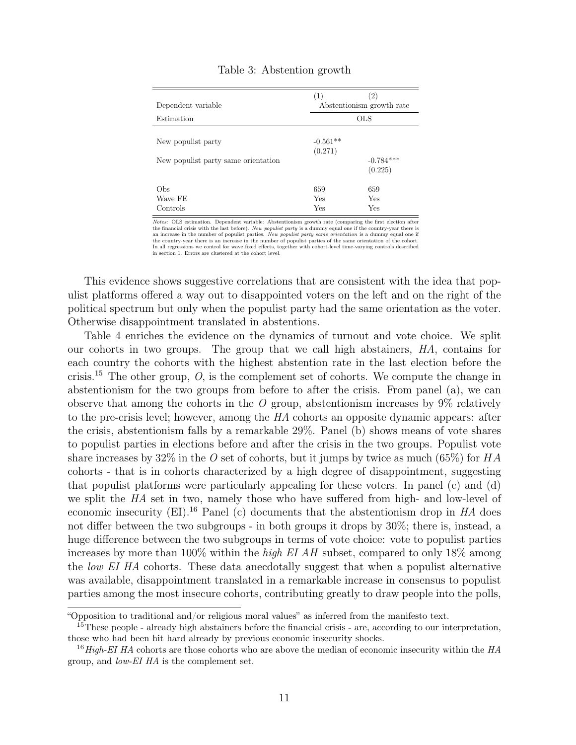Table 3: Abstention growth

| | (1) | (2) |
|---|---|---|
| Dependent variable | Abstentionism growth rate | |
| Estimation | OLS | |
| New populist party | -0.561** | |
| | (0.271) | |
| New populist party same orientation | | -0.784*** |
| | | (0.225) |
| Obs | 659 | 659 |
| Wave FE | Yes | Yes |
| Controls | Yes | Yes |

*Notes:* OLS estimation. Dependent variable: Abstentionism growth rate (comparing the first election after the financial crisis with the last before). *New populist party* is a dummy equal one if the country-year there is an increase in the number of populist parties. *New populist party same orientation* is a dummy equal one if the country-year there is an increase in the number of populist parties of the same orientation of the cohort. In all regressions we control for wave fixed effects, together with cohort-level time-varying controls described in section 1. Errors are clustered at the cohort level.

This evidence shows suggestive correlations that are consistent with the idea that populist platforms offered a way out to disappointed voters on the left and on the right of the political spectrum but only when the populist party had the same orientation as the voter. Otherwise disappointment translated in abstentions.

Table 4 enriches the evidence on the dynamics of turnout and vote choice. We split our cohorts in two groups. The group that we call high abstainers, *HA*, contains for each country the cohorts with the highest abstention rate in the last election before the crisis.[15] The other group, *O*, is the complement set of cohorts. We compute the change in abstentionism for the two groups from before to after the crisis. From panel (a), we can observe that among the cohorts in the *O* group, abstentionism increases by 9% relatively to the pre-crisis level; however, among the *HA* cohorts an opposite dynamic appears: after the crisis, abstentionism falls by a remarkable 29%. Panel (b) shows means of vote shares to populist parties in elections before and after the crisis in the two groups. Populist vote share increases by 32% in the *O* set of cohorts, but it jumps by twice as much (65%) for *HA* cohorts - that is in cohorts characterized by a high degree of disappointment, suggesting that populist platforms were particularly appealing for these voters. In panel (c) and (d) we split the *HA* set in two, namely those who have suffered from high- and low-level of economic insecurity (EI).[16] Panel (c) documents that the abstentionism drop in *HA* does not differ between the two subgroups - in both groups it drops by 30%; there is, instead, a huge difference between the two subgroups in terms of vote choice: vote to populist parties increases by more than 100% within the *high EI AH* subset, compared to only 18% among the *low EI HA* cohorts. These data anecdotally suggest that when a populist alternative was available, disappointment translated in a remarkable increase in consensus to populist parties among the most insecure cohorts, contributing greatly to draw people into the polls,

---

"Opposition to traditional and/or religious moral values" as inferred from the manifesto text.

[15] These people - already high abstainers before the financial crisis - are, according to our interpretation, those who had been hit hard already by previous economic insecurity shocks.

[16] *High-EI HA* cohorts are those cohorts who are above the median of economic insecurity within the *HA* group, and *low-EI HA* is the complement set.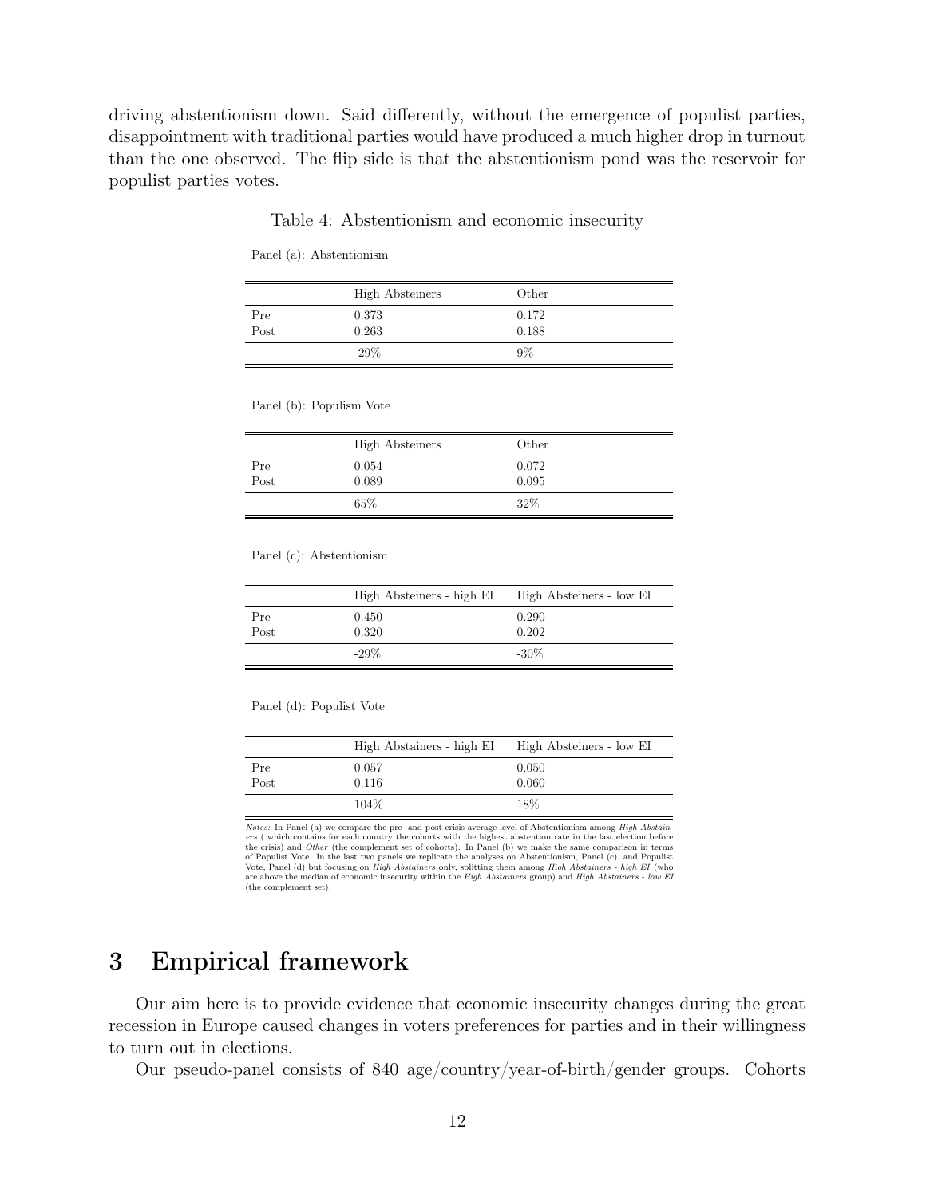driving abstentionism down. Said differently, without the emergence of populist parties, disappointment with traditional parties would have produced a much higher drop in turnout than the one observed. The flip side is that the abstentionism pond was the reservoir for populist parties votes.

Table 4: Abstentionism and economic insecurity

Panel (a): Abstentionism

| | High Absteiners | Other |
|---|---|---|
| Pre | 0.373 | 0.172 |
| Post | 0.263 | 0.188 |
| | -29% | 9% |

Panel (b): Populism Vote

| | High Absteiners | Other |
|---|---|---|
| Pre | 0.054 | 0.072 |
| Post | 0.089 | 0.095 |
| | 65% | 32% |

Panel (c): Abstentionism

| | High Absteiners - high EI | High Absteiners - low EI |
|---|---|---|
| Pre | 0.450 | 0.290 |
| Post | 0.320 | 0.202 |
| | -29% | -30% |

Panel (d): Populist Vote

| | High Abstainers - high EI | High Absteiners - low EI |
|---|---|---|
| Pre | 0.057 | 0.050 |
| Post | 0.116 | 0.060 |
| | 104% | 18% |

*Notes:* In Panel (a) we compare the pre- and post-crisis average level of Abstentionism among *High Abstainers* ( which contains for each country the cohorts with the highest abstention rate in the last election before the crisis) and *Other* (the complement set of cohorts). In Panel (b) we make the same comparison in terms of Populist Vote. In the last two panels we replicate the analyses on Abstentionism, Panel (c), and Populist Vote, Panel (d) but focusing on *High Abstainers* only, splitting them among *High Abstainers - high EI* (who are above the median of economic insecurity within the *High Abstainers* group) and *High Abstainers - low EI* (the complement set).

# 3 Empirical framework

Our aim here is to provide evidence that economic insecurity changes during the great recession in Europe caused changes in voters preferences for parties and in their willingness to turn out in elections.

Our pseudo-panel consists of 840 age/country/year-of-birth/gender groups. Cohorts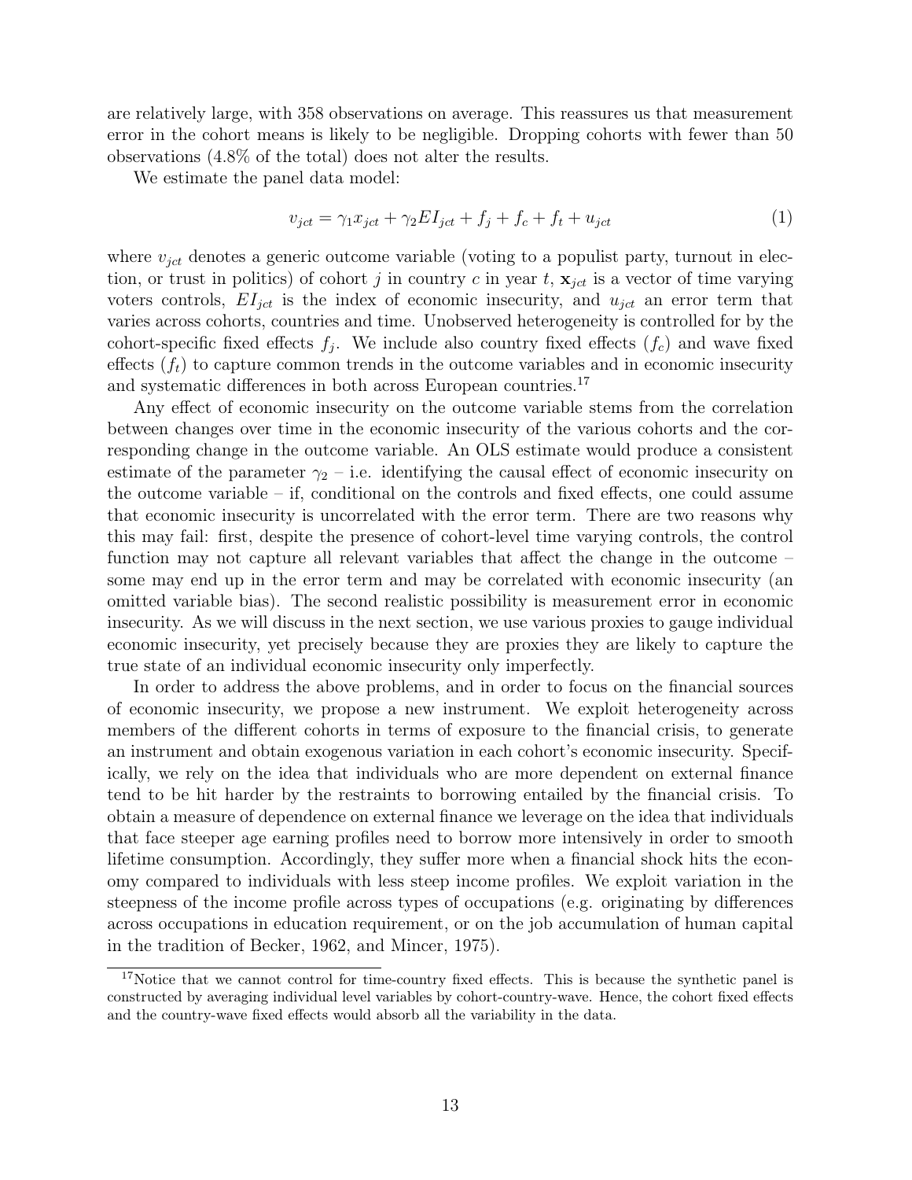are relatively large, with 358 observations on average. This reassures us that measurement error in the cohort means is likely to be negligible. Dropping cohorts with fewer than 50 observations (4.8% of the total) does not alter the results.

We estimate the panel data model:

$$v_{jct} = \gamma_1 x_{jct} + \gamma_2 EI_{jct} + f_j + f_c + f_t + u_{jct} \tag{1}$$

where $v_{jct}$ denotes a generic outcome variable (voting to a populist party, turnout in election, or trust in politics) of cohort $j$ in country $c$ in year $t$, $\mathbf{x}_{jct}$ is a vector of time varying voters controls, $EI_{jct}$ is the index of economic insecurity, and $u_{jct}$ an error term that varies across cohorts, countries and time. Unobserved heterogeneity is controlled for by the cohort-specific fixed effects $f_j$. We include also country fixed effects ($f_c$) and wave fixed effects ($f_t$) to capture common trends in the outcome variables and in economic insecurity and systematic differences in both across European countries.[17]

Any effect of economic insecurity on the outcome variable stems from the correlation between changes over time in the economic insecurity of the various cohorts and the corresponding change in the outcome variable. An OLS estimate would produce a consistent estimate of the parameter $\gamma_2$ – i.e. identifying the causal effect of economic insecurity on the outcome variable – if, conditional on the controls and fixed effects, one could assume that economic insecurity is uncorrelated with the error term. There are two reasons why this may fail: first, despite the presence of cohort-level time varying controls, the control function may not capture all relevant variables that affect the change in the outcome – some may end up in the error term and may be correlated with economic insecurity (an omitted variable bias). The second realistic possibility is measurement error in economic insecurity. As we will discuss in the next section, we use various proxies to gauge individual economic insecurity, yet precisely because they are proxies they are likely to capture the true state of an individual economic insecurity only imperfectly.

In order to address the above problems, and in order to focus on the financial sources of economic insecurity, we propose a new instrument. We exploit heterogeneity across members of the different cohorts in terms of exposure to the financial crisis, to generate an instrument and obtain exogenous variation in each cohort's economic insecurity. Specifically, we rely on the idea that individuals who are more dependent on external finance tend to be hit harder by the restraints to borrowing entailed by the financial crisis. To obtain a measure of dependence on external finance we leverage on the idea that individuals that face steeper age earning profiles need to borrow more intensively in order to smooth lifetime consumption. Accordingly, they suffer more when a financial shock hits the economy compared to individuals with less steep income profiles. We exploit variation in the steepness of the income profile across types of occupations (e.g. originating by differences across occupations in education requirement, or on the job accumulation of human capital in the tradition of Becker, 1962, and Mincer, 1975).

[17] Notice that we cannot control for time-country fixed effects. This is because the synthetic panel is constructed by averaging individual level variables by cohort-country-wave. Hence, the cohort fixed effects and the country-wave fixed effects would absorb all the variability in the data.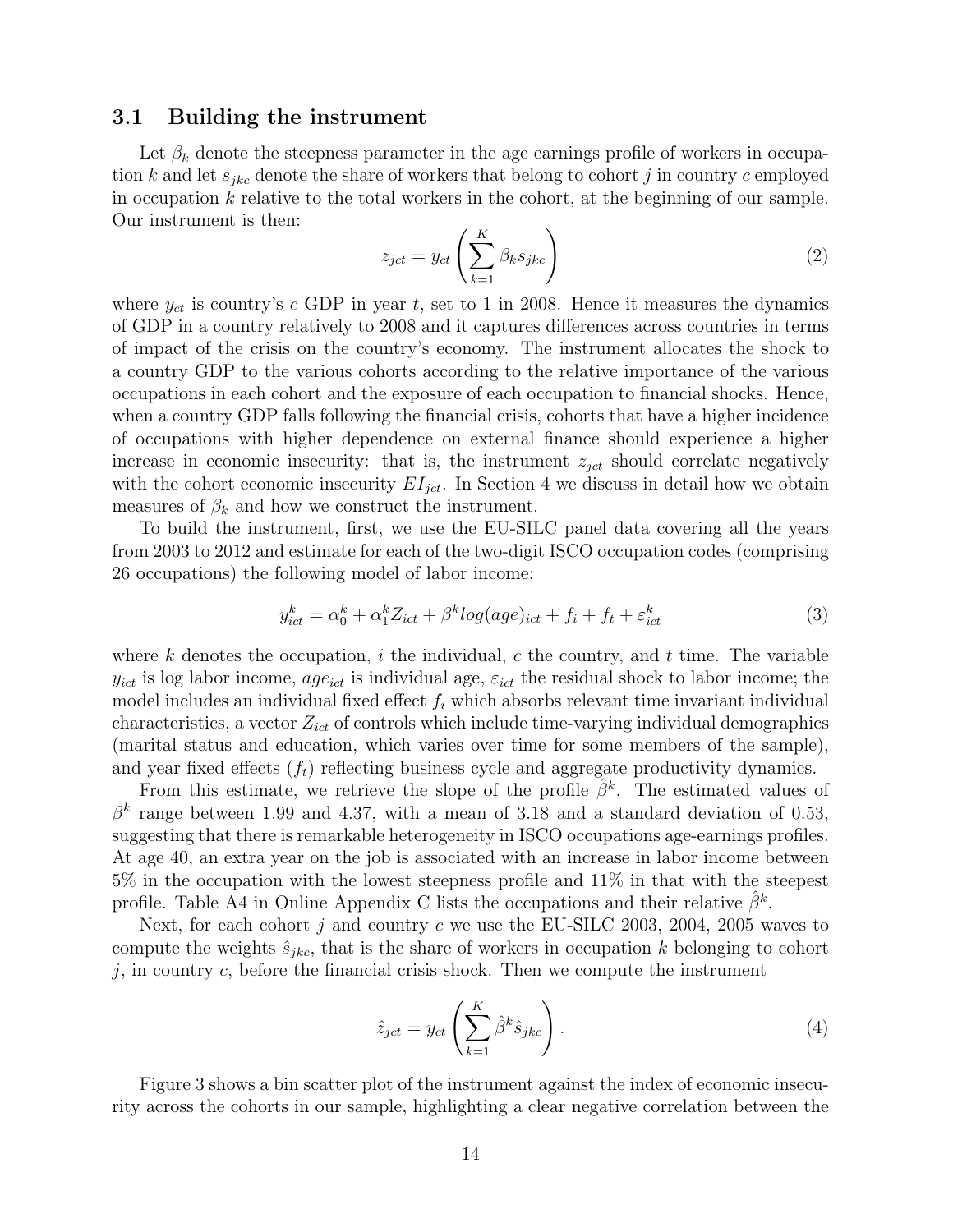### 3.1 Building the instrument

Let $\beta_k$ denote the steepness parameter in the age earnings profile of workers in occupation $k$ and let $s_{jkc}$ denote the share of workers that belong to cohort $j$ in country $c$ employed in occupation $k$ relative to the total workers in the cohort, at the beginning of our sample. Our instrument is then:

$$z_{jct} = y_{ct} \left( \sum_{k=1}^{K} \beta_k s_{jkc} \right) \tag{2}$$

where $y_{ct}$ is country's $c$ GDP in year $t$, set to 1 in 2008. Hence it measures the dynamics of GDP in a country relatively to 2008 and it captures differences across countries in terms of impact of the crisis on the country's economy. The instrument allocates the shock to a country GDP to the various cohorts according to the relative importance of the various occupations in each cohort and the exposure of each occupation to financial shocks. Hence, when a country GDP falls following the financial crisis, cohorts that have a higher incidence of occupations with higher dependence on external finance should experience a higher increase in economic insecurity: that is, the instrument $z_{jct}$ should correlate negatively with the cohort economic insecurity $EI_{jct}$. In Section 4 we discuss in detail how we obtain measures of $\beta_k$ and how we construct the instrument.

To build the instrument, first, we use the EU-SILC panel data covering all the years from 2003 to 2012 and estimate for each of the two-digit ISCO occupation codes (comprising 26 occupations) the following model of labor income:

$$y^k_{ict} = \alpha^k_0 + \alpha^k_1 Z_{ict} + \beta^k log(age)_{ict} + f_i + f_t + \varepsilon^k_{ict} \tag{3}$$

where $k$ denotes the occupation, $i$ the individual, $c$ the country, and $t$ time. The variable $y_{ict}$ is log labor income, $age_{ict}$ is individual age, $\varepsilon_{ict}$ the residual shock to labor income; the model includes an individual fixed effect $f_i$ which absorbs relevant time invariant individual characteristics, a vector $Z_{ict}$ of controls which include time-varying individual demographics (marital status and education, which varies over time for some members of the sample), and year fixed effects ($f_t$) reflecting business cycle and aggregate productivity dynamics.

From this estimate, we retrieve the slope of the profile $\hat{\beta}^k$. The estimated values of $\beta^k$ range between 1.99 and 4.37, with a mean of 3.18 and a standard deviation of 0.53, suggesting that there is remarkable heterogeneity in ISCO occupations age-earnings profiles. At age 40, an extra year on the job is associated with an increase in labor income between 5% in the occupation with the lowest steepness profile and 11% in that with the steepest profile. Table A4 in Online Appendix C lists the occupations and their relative $\hat{\beta}^k$.

Next, for each cohort $j$ and country $c$ we use the EU-SILC 2003, 2004, 2005 waves to compute the weights $\hat{s}_{jkc}$, that is the share of workers in occupation $k$ belonging to cohort $j$, in country $c$, before the financial crisis shock. Then we compute the instrument

$$\hat{z}_{jct} = y_{ct} \left( \sum_{k=1}^{K} \hat{\beta}^k \hat{s}_{jkc} \right). \tag{4}$$

Figure 3 shows a bin scatter plot of the instrument against the index of economic insecurity across the cohorts in our sample, highlighting a clear negative correlation between the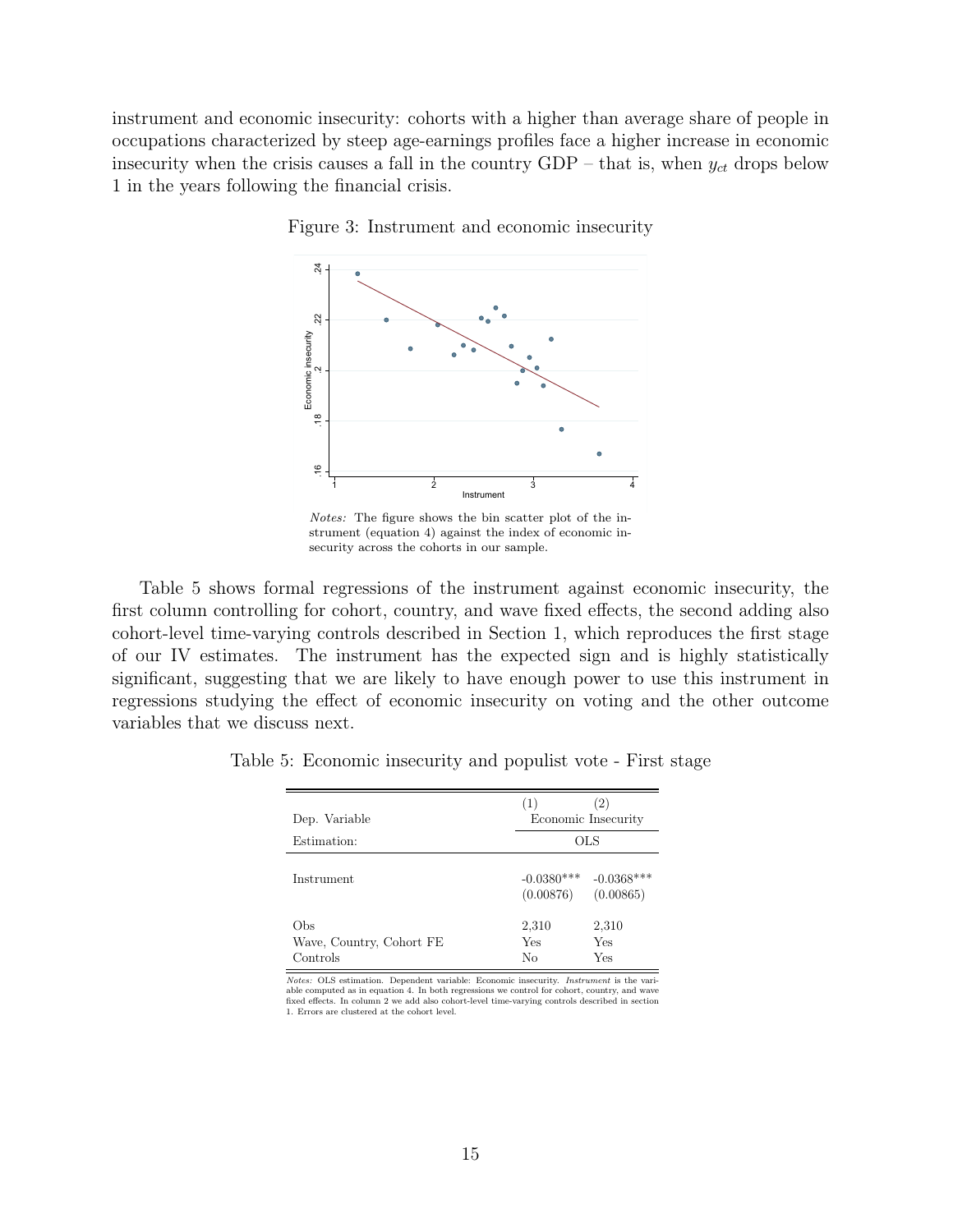instrument and economic insecurity: cohorts with a higher than average share of people in occupations characterized by steep age-earnings profiles face a higher increase in economic insecurity when the crisis causes a fall in the country GDP – that is, when $y_{ct}$ drops below 1 in the years following the financial crisis.

Figure 3: Instrument and economic insecurity

*Notes:* The figure shows the bin scatter plot of the instrument (equation 4) against the index of economic insecurity across the cohorts in our sample.

Table 5 shows formal regressions of the instrument against economic insecurity, the first column controlling for cohort, country, and wave fixed effects, the second adding also cohort-level time-varying controls described in Section 1, which reproduces the first stage of our IV estimates. The instrument has the expected sign and is highly statistically significant, suggesting that we are likely to have enough power to use this instrument in regressions studying the effect of economic insecurity on voting and the other outcome variables that we discuss next.

Table 5: Economic insecurity and populist vote - First stage

| | (1) | (2) |
|---|---|---|
| Dep. Variable | Economic Insecurity | |
| Estimation: | OLS | |
| Instrument | -0.0380*** | -0.0368*** |
| | (0.00876) | (0.00865) |
| Obs | 2,310 | 2,310 |
| Wave, Country, Cohort FE | Yes | Yes |
| Controls | No | Yes |

*Notes:* OLS estimation. Dependent variable: Economic insecurity. *Instrument* is the variable computed as in equation 4. In both regressions we control for cohort, country, and wave fixed effects. In column 2 we add also cohort-level time-varying controls described in section 1. Errors are clustered at the cohort level.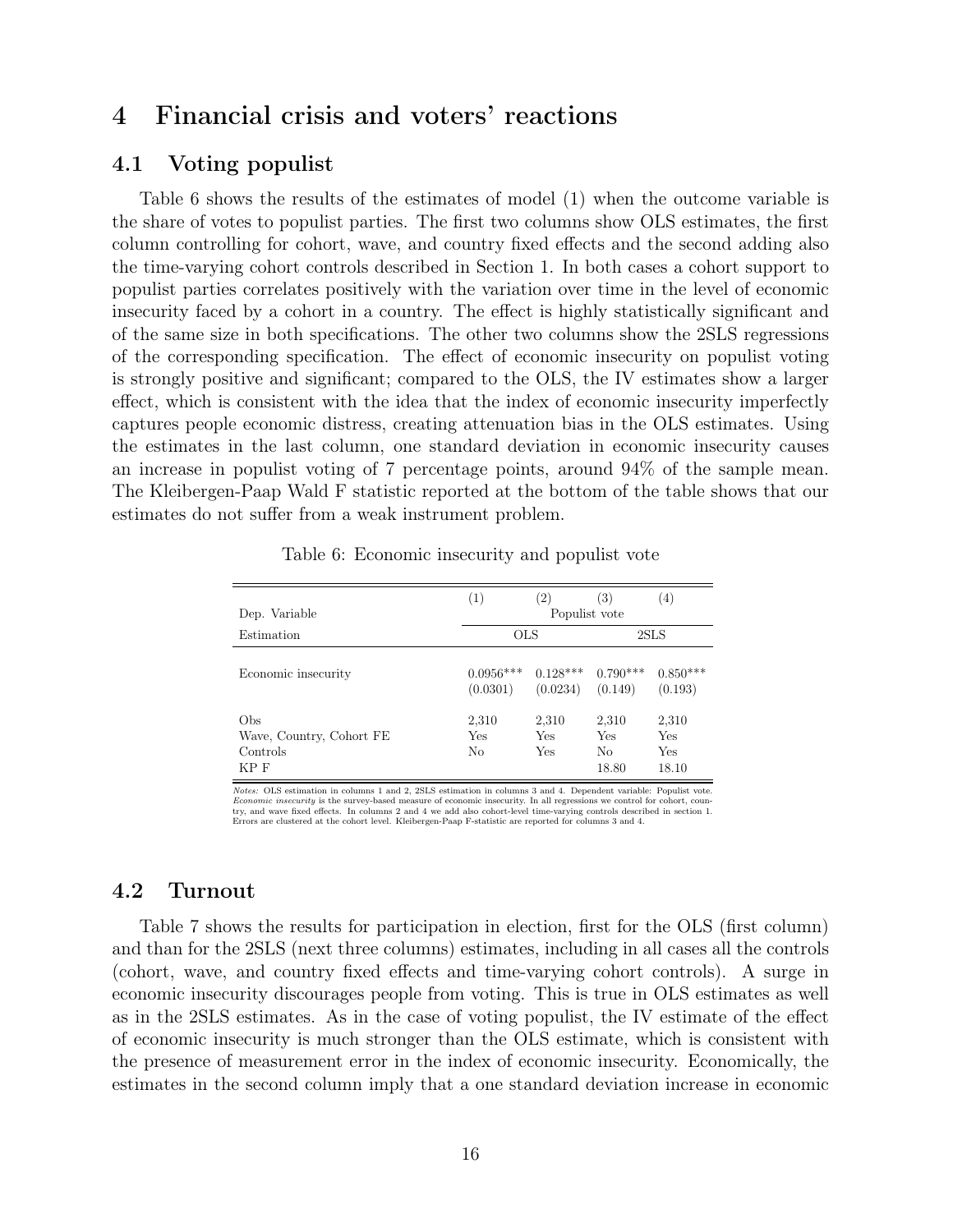# 4 Financial crisis and voters' reactions

## 4.1 Voting populist

Table 6 shows the results of the estimates of model (1) when the outcome variable is the share of votes to populist parties. The first two columns show OLS estimates, the first column controlling for cohort, wave, and country fixed effects and the second adding also the time-varying cohort controls described in Section 1. In both cases a cohort support to populist parties correlates positively with the variation over time in the level of economic insecurity faced by a cohort in a country. The effect is highly statistically significant and of the same size in both specifications. The other two columns show the 2SLS regressions of the corresponding specification. The effect of economic insecurity on populist voting is strongly positive and significant; compared to the OLS, the IV estimates show a larger effect, which is consistent with the idea that the index of economic insecurity imperfectly captures people economic distress, creating attenuation bias in the OLS estimates. Using the estimates in the last column, one standard deviation in economic insecurity causes an increase in populist voting of 7 percentage points, around 94% of the sample mean. The Kleibergen-Paap Wald F statistic reported at the bottom of the table shows that our estimates do not suffer from a weak instrument problem.

Table 6: Economic insecurity and populist vote

| | (1) | (2) | (3) | (4) |
|---|---|---|---|---|
| Dep. Variable | Populist vote | | | |
| Estimation | OLS | | 2SLS | |
| Economic insecurity | 0.0956*** | 0.128*** | 0.790*** | 0.850*** |
| | (0.0301) | (0.0234) | (0.149) | (0.193) |
| Obs | 2,310 | 2,310 | 2,310 | 2,310 |
| Wave, Country, Cohort FE | Yes | Yes | Yes | Yes |
| Controls | No | Yes | No | Yes |
| KP F | | | 18.80 | 18.10 |

*Notes:* OLS estimation in columns 1 and 2, 2SLS estimation in columns 3 and 4. Dependent variable: Populist vote. *Economic insecurity* is the survey-based measure of economic insecurity. In all regressions we control for cohort, country, and wave fixed effects. In columns 2 and 4 we add also cohort-level time-varying controls described in section 1. Errors are clustered at the cohort level. Kleibergen-Paap F-statistic are reported for columns 3 and 4.

## 4.2 Turnout

Table 7 shows the results for participation in election, first for the OLS (first column) and than for the 2SLS (next three columns) estimates, including in all cases all the controls (cohort, wave, and country fixed effects and time-varying cohort controls). A surge in economic insecurity discourages people from voting. This is true in OLS estimates as well as in the 2SLS estimates. As in the case of voting populist, the IV estimate of the effect of economic insecurity is much stronger than the OLS estimate, which is consistent with the presence of measurement error in the index of economic insecurity. Economically, the estimates in the second column imply that a one standard deviation increase in economic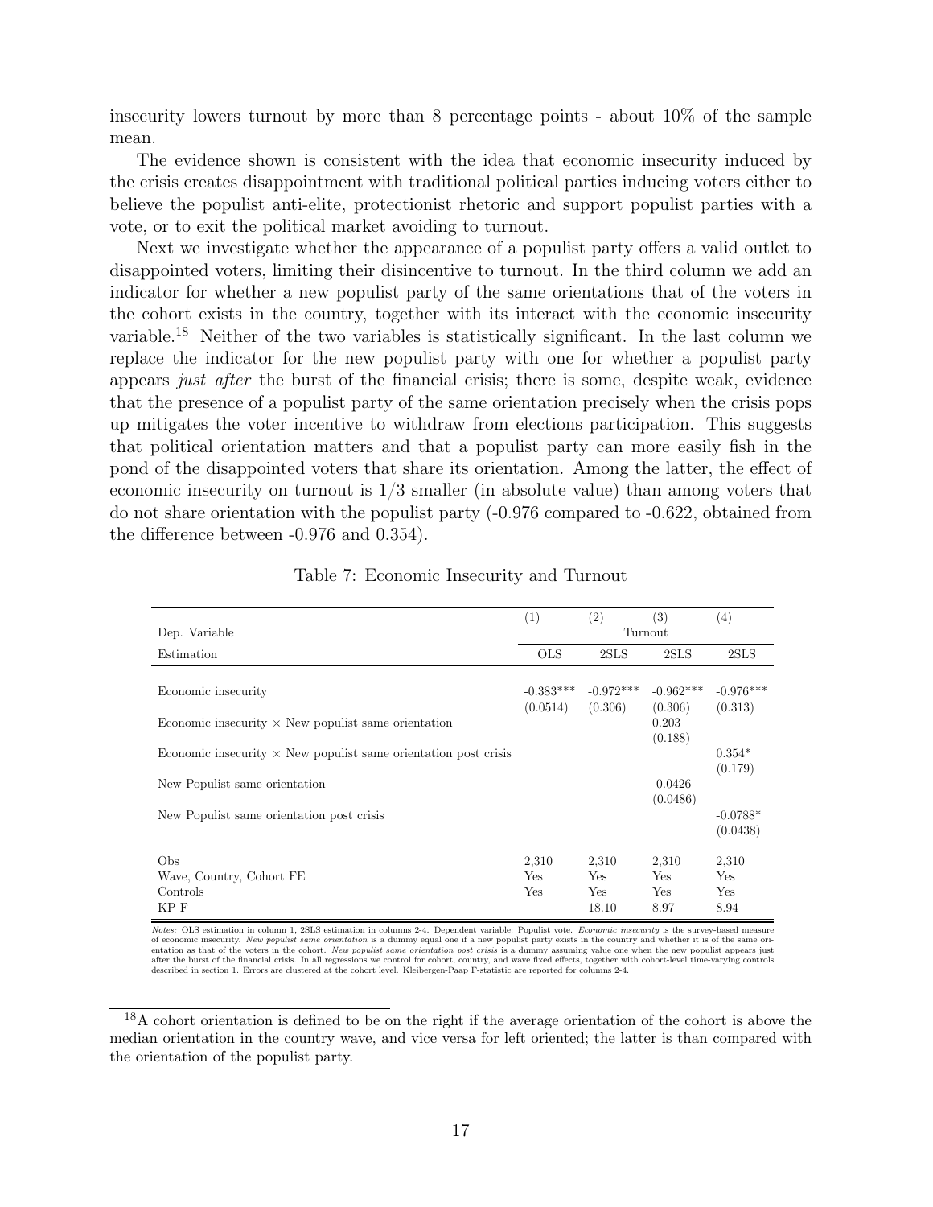insecurity lowers turnout by more than 8 percentage points - about 10% of the sample mean.

The evidence shown is consistent with the idea that economic insecurity induced by the crisis creates disappointment with traditional political parties inducing voters either to believe the populist anti-elite, protectionist rhetoric and support populist parties with a vote, or to exit the political market avoiding to turnout.

Next we investigate whether the appearance of a populist party offers a valid outlet to disappointed voters, limiting their disincentive to turnout. In the third column we add an indicator for whether a new populist party of the same orientations that of the voters in the cohort exists in the country, together with its interact with the economic insecurity variable.[18] Neither of the two variables is statistically significant. In the last column we replace the indicator for the new populist party with one for whether a populist party appears *just after* the burst of the financial crisis; there is some, despite weak, evidence that the presence of a populist party of the same orientation precisely when the crisis pops up mitigates the voter incentive to withdraw from elections participation. This suggests that political orientation matters and that a populist party can more easily fish in the pond of the disappointed voters that share its orientation. Among the latter, the effect of economic insecurity on turnout is 1/3 smaller (in absolute value) than among voters that do not share orientation with the populist party (-0.976 compared to -0.622, obtained from the difference between -0.976 and 0.354).

Table 7: Economic Insecurity and Turnout

| | (1) | (2) | (3) | (4) |
|---|---|---|---|---|
| Dep. Variable | | Turnout | | |
| Estimation | OLS | 2SLS | 2SLS | 2SLS |
| Economic insecurity | -0.383*** | -0.972*** | -0.962*** | -0.976*** |
| | (0.0514) | (0.306) | (0.306) | (0.313) |
| Economic insecurity × New populist same orientation | | | 0.203 | |
| | | | (0.188) | |
| Economic insecurity × New populist same orientation post crisis | | | | 0.354* |
| | | | | (0.179) |
| New Populist same orientation | | | -0.0426 | |
| | | | (0.0486) | |
| New Populist same orientation post crisis | | | | -0.0788* |
| | | | | (0.0438) |
| Obs | 2,310 | 2,310 | 2,310 | 2,310 |
| Wave, Country, Cohort FE | Yes | Yes | Yes | Yes |
| Controls | Yes | Yes | Yes | Yes |
| KP F | | 18.10 | 8.97 | 8.94 |

*Notes:* OLS estimation in column 1, 2SLS estimation in columns 2-4. Dependent variable: Populist vote. *Economic insecurity* is the survey-based measure of economic insecurity. *New populist same orientation* is a dummy equal one if a new populist party exists in the country and whether it is of the same orientation as that of the voters in the cohort. *New populist same orientation post crisis* is a dummy assuming value one when the new populist appears just after the burst of the financial crisis. In all regressions we control for cohort, country, and wave fixed effects, together with cohort-level time-varying controls described in section 1. Errors are clustered at the cohort level. Kleibergen-Paap F-statistic are reported for columns 2-4.

[18] A cohort orientation is defined to be on the right if the average orientation of the cohort is above the median orientation in the country wave, and vice versa for left oriented; the latter is than compared with the orientation of the populist party.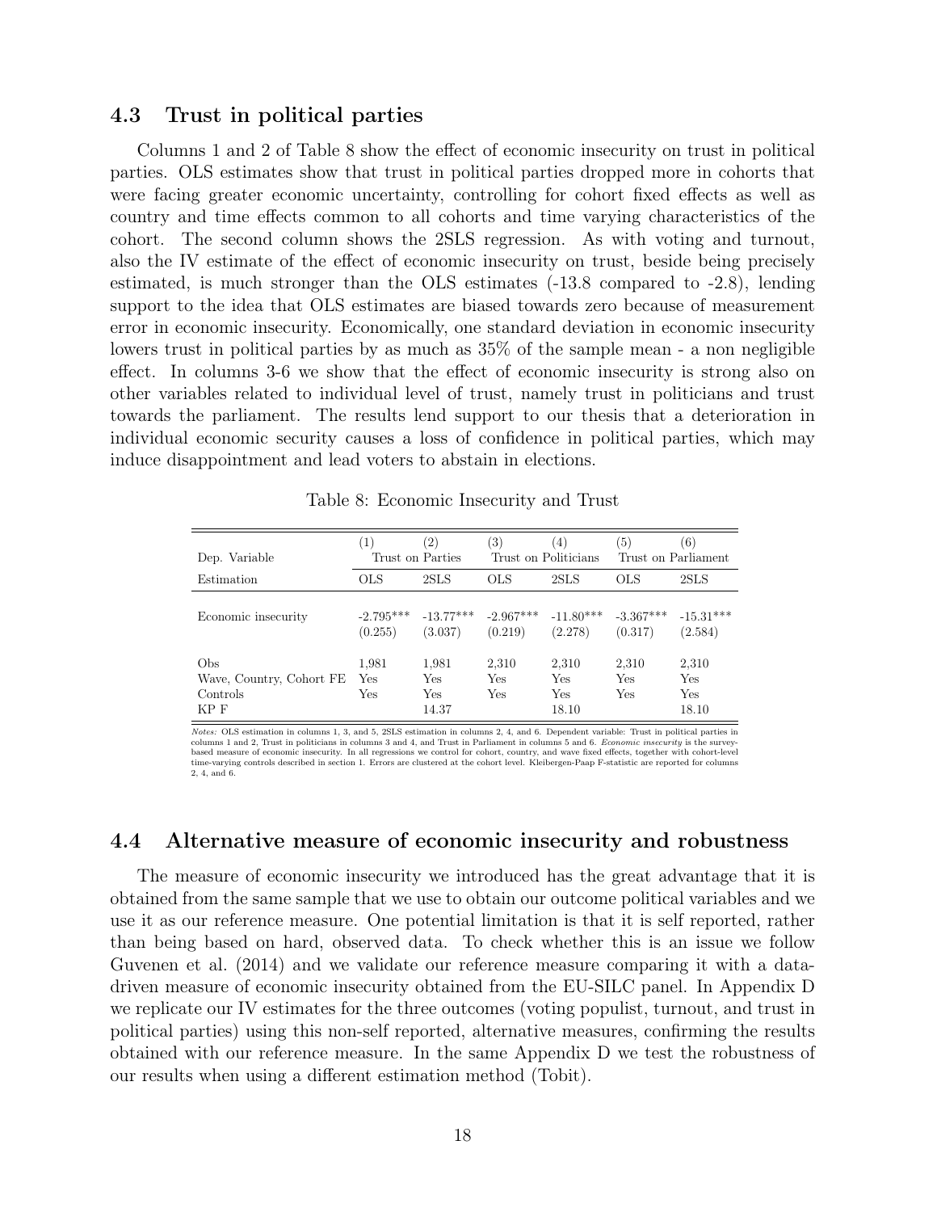### 4.3 Trust in political parties

Columns 1 and 2 of Table 8 show the effect of economic insecurity on trust in political parties. OLS estimates show that trust in political parties dropped more in cohorts that were facing greater economic uncertainty, controlling for cohort fixed effects as well as country and time effects common to all cohorts and time varying characteristics of the cohort. The second column shows the 2SLS regression. As with voting and turnout, also the IV estimate of the effect of economic insecurity on trust, beside being precisely estimated, is much stronger than the OLS estimates (-13.8 compared to -2.8), lending support to the idea that OLS estimates are biased towards zero because of measurement error in economic insecurity. Economically, one standard deviation in economic insecurity lowers trust in political parties by as much as 35% of the sample mean - a non negligible effect. In columns 3-6 we show that the effect of economic insecurity is strong also on other variables related to individual level of trust, namely trust in politicians and trust towards the parliament. The results lend support to our thesis that a deterioration in individual economic security causes a loss of confidence in political parties, which may induce disappointment and lead voters to abstain in elections.

Table 8: Economic Insecurity and Trust

| | (1) | (2) | (3) | (4) | (5) | (6) |
|---|---|---|---|---|---|---|
| Dep. Variable | Trust on Parties | | Trust on Politicians | | Trust on Parliament | |
| Estimation | OLS | 2SLS | OLS | 2SLS | OLS | 2SLS |
| Economic insecurity | -2.795*** | -13.77*** | -2.967*** | -11.80*** | -3.367*** | -15.31*** |
| | (0.255) | (3.037) | (0.219) | (2.278) | (0.317) | (2.584) |
| Obs | 1,981 | 1,981 | 2,310 | 2,310 | 2,310 | 2,310 |
| Wave, Country, Cohort FE | Yes | Yes | Yes | Yes | Yes | Yes |
| Controls | Yes | Yes | Yes | Yes | Yes | Yes |
| KP F | | 14.37 | | 18.10 | | 18.10 |

*Notes:* OLS estimation in columns 1, 3, and 5, 2SLS estimation in columns 2, 4, and 6. Dependent variable: Trust in political parties in columns 1 and 2, Trust in politicians in columns 3 and 4, and Trust in Parliament in columns 5 and 6. *Economic insecurity* is the survey-based measure of economic insecurity. In all regressions we control for cohort, country, and wave fixed effects, together with cohort-level time-varying controls described in section 1. Errors are clustered at the cohort level. Kleibergen-Paap F-statistic are reported for columns 2, 4, and 6.

### 4.4 Alternative measure of economic insecurity and robustness

The measure of economic insecurity we introduced has the great advantage that it is obtained from the same sample that we use to obtain our outcome political variables and we use it as our reference measure. One potential limitation is that it is self reported, rather than being based on hard, observed data. To check whether this is an issue we follow Guvenen et al. (2014) and we validate our reference measure comparing it with a data-driven measure of economic insecurity obtained from the EU-SILC panel. In Appendix D we replicate our IV estimates for the three outcomes (voting populist, turnout, and trust in political parties) using this non-self reported, alternative measures, confirming the results obtained with our reference measure. In the same Appendix D we test the robustness of our results when using a different estimation method (Tobit).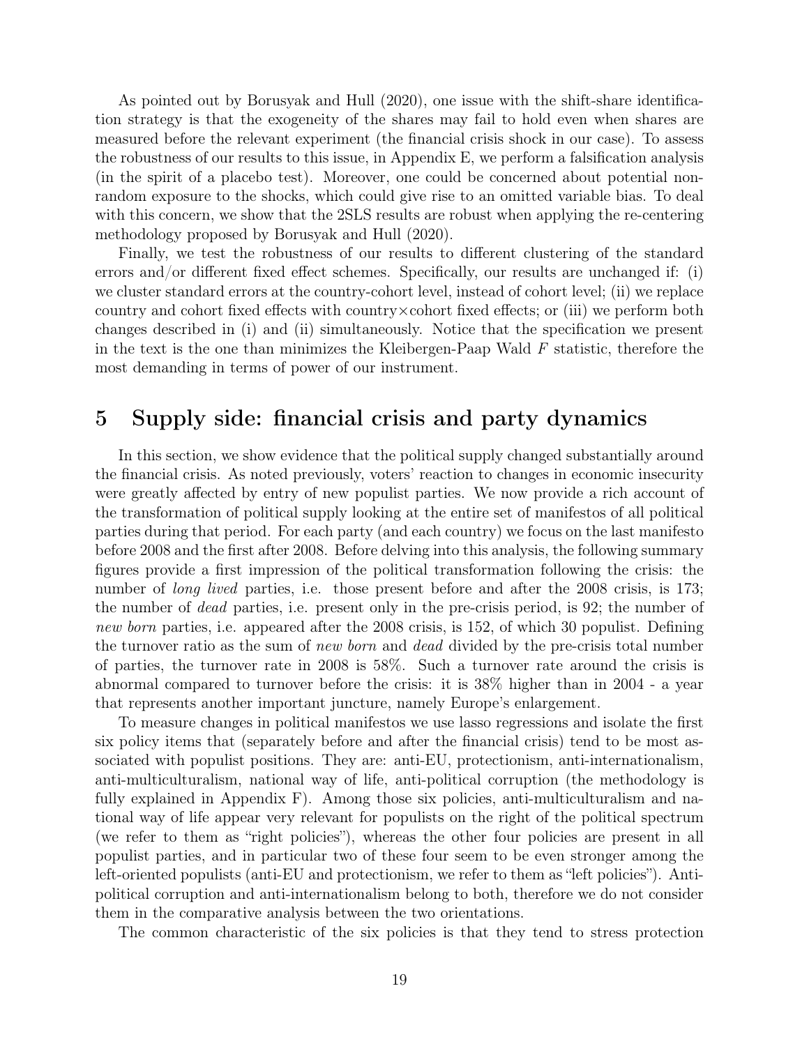As pointed out by Borusyak and Hull (2020), one issue with the shift-share identification strategy is that the exogeneity of the shares may fail to hold even when shares are measured before the relevant experiment (the financial crisis shock in our case). To assess the robustness of our results to this issue, in Appendix E, we perform a falsification analysis (in the spirit of a placebo test). Moreover, one could be concerned about potential non-random exposure to the shocks, which could give rise to an omitted variable bias. To deal with this concern, we show that the 2SLS results are robust when applying the re-centering methodology proposed by Borusyak and Hull (2020).

Finally, we test the robustness of our results to different clustering of the standard errors and/or different fixed effect schemes. Specifically, our results are unchanged if: (i) we cluster standard errors at the country-cohort level, instead of cohort level; (ii) we replace country and cohort fixed effects with country×cohort fixed effects; or (iii) we perform both changes described in (i) and (ii) simultaneously. Notice that the specification we present in the text is the one than minimizes the Kleibergen-Paap Wald $F$ statistic, therefore the most demanding in terms of power of our instrument.

# 5 Supply side: financial crisis and party dynamics

In this section, we show evidence that the political supply changed substantially around the financial crisis. As noted previously, voters' reaction to changes in economic insecurity were greatly affected by entry of new populist parties. We now provide a rich account of the transformation of political supply looking at the entire set of manifestos of all political parties during that period. For each party (and each country) we focus on the last manifesto before 2008 and the first after 2008. Before delving into this analysis, the following summary figures provide a first impression of the political transformation following the crisis: the number of *long lived* parties, i.e. those present before and after the 2008 crisis, is 173; the number of *dead* parties, i.e. present only in the pre-crisis period, is 92; the number of *new born* parties, i.e. appeared after the 2008 crisis, is 152, of which 30 populist. Defining the turnover ratio as the sum of *new born* and *dead* divided by the pre-crisis total number of parties, the turnover rate in 2008 is 58%. Such a turnover rate around the crisis is abnormal compared to turnover before the crisis: it is 38% higher than in 2004 - a year that represents another important juncture, namely Europe's enlargement.

To measure changes in political manifestos we use lasso regressions and isolate the first six policy items that (separately before and after the financial crisis) tend to be most associated with populist positions. They are: anti-EU, protectionism, anti-internationalism, anti-multiculturalism, national way of life, anti-political corruption (the methodology is fully explained in Appendix F). Among those six policies, anti-multiculturalism and national way of life appear very relevant for populists on the right of the political spectrum (we refer to them as "right policies"), whereas the other four policies are present in all populist parties, and in particular two of these four seem to be even stronger among the left-oriented populists (anti-EU and protectionism, we refer to them as "left policies"). Anti-political corruption and anti-internationalism belong to both, therefore we do not consider them in the comparative analysis between the two orientations.

The common characteristic of the six policies is that they tend to stress protection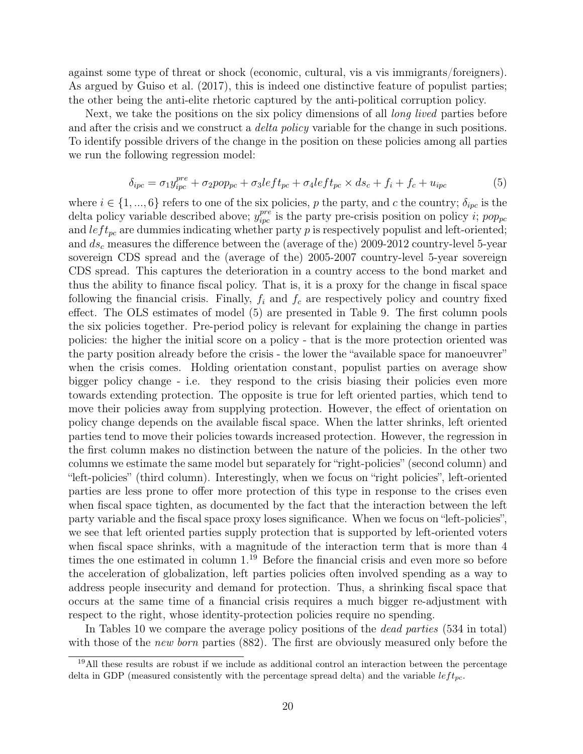against some type of threat or shock (economic, cultural, vis a vis immigrants/foreigners). As argued by Guiso et al. (2017), this is indeed one distinctive feature of populist parties; the other being the anti-elite rhetoric captured by the anti-political corruption policy.

Next, we take the positions on the six policy dimensions of all *long lived* parties before and after the crisis and we construct a *delta policy* variable for the change in such positions. To identify possible drivers of the change in the position on these policies among all parties we run the following regression model:

$$\delta_{ipc} = \sigma_1 y_{ipc}^{pre} + \sigma_2 pop_{pc} + \sigma_3 left_{pc} + \sigma_4 left_{pc} \times ds_c + f_i + f_c + u_{ipc} \tag{5}$$

where $i \in \{1, ..., 6\}$ refers to one of the six policies, $p$ the party, and $c$ the country; $\delta_{ipc}$ is the delta policy variable described above; $y_{ipc}^{pre}$ is the party pre-crisis position on policy $i$; $pop_{pc}$ and $left_{pc}$ are dummies indicating whether party $p$ is respectively populist and left-oriented; and $ds_c$ measures the difference between the (average of the) 2009-2012 country-level 5-year sovereign CDS spread and the (average of the) 2005-2007 country-level 5-year sovereign CDS spread. This captures the deterioration in a country access to the bond market and thus the ability to finance fiscal policy. That is, it is a proxy for the change in fiscal space following the financial crisis. Finally, $f_i$ and $f_c$ are respectively policy and country fixed effect. The OLS estimates of model (5) are presented in Table 9. The first column pools the six policies together. Pre-period policy is relevant for explaining the change in parties policies: the higher the initial score on a policy - that is the more protection oriented was the party position already before the crisis - the lower the "available space for manoeuvrer" when the crisis comes. Holding orientation constant, populist parties on average show bigger policy change - i.e. they respond to the crisis biasing their policies even more towards extending protection. The opposite is true for left oriented parties, which tend to move their policies away from supplying protection. However, the effect of orientation on policy change depends on the available fiscal space. When the latter shrinks, left oriented parties tend to move their policies towards increased protection. However, the regression in the first column makes no distinction between the nature of the policies. In the other two columns we estimate the same model but separately for "right-policies" (second column) and "left-policies" (third column). Interestingly, when we focus on "right policies", left-oriented parties are less prone to offer more protection of this type in response to the crises even when fiscal space tighten, as documented by the fact that the interaction between the left party variable and the fiscal space proxy loses significance. When we focus on "left-policies", we see that left oriented parties supply protection that is supported by left-oriented voters when fiscal space shrinks, with a magnitude of the interaction term that is more than 4 times the one estimated in column 1.[19] Before the financial crisis and even more so before the acceleration of globalization, left parties policies often involved spending as a way to address people insecurity and demand for protection. Thus, a shrinking fiscal space that occurs at the same time of a financial crisis requires a much bigger re-adjustment with respect to the right, whose identity-protection policies require no spending.

In Tables 10 we compare the average policy positions of the *dead parties* (534 in total) with those of the *new born* parties (882). The first are obviously measured only before the

[19] All these results are robust if we include as additional control an interaction between the percentage delta in GDP (measured consistently with the percentage spread delta) and the variable $left_{pc}$.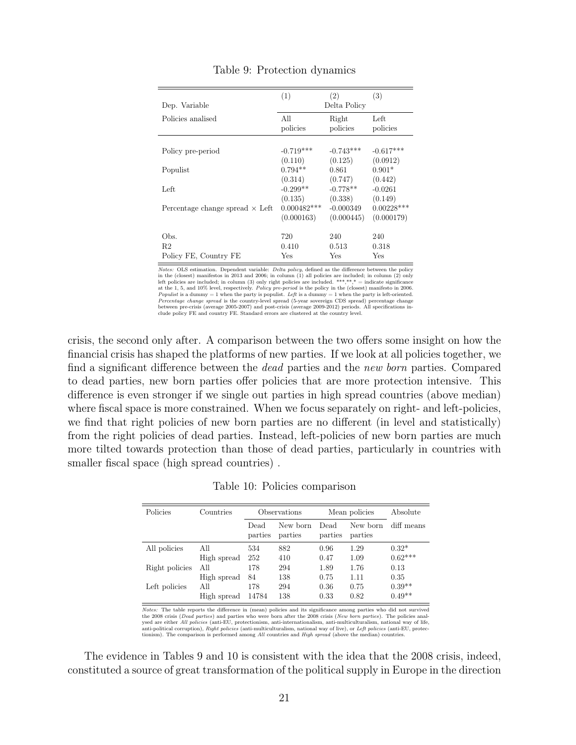Table 9: Protection dynamics

| | (1) | (2) | (3) |
|---|---|---|---|
| Dep. Variable | | Delta Policy | |
| Policies analised | All policies | Right policies | Left policies |
| Policy pre-period | -0.719*** | -0.743*** | -0.617*** |
| | (0.110) | (0.125) | (0.0912) |
| Populist | 0.794** | 0.861 | 0.901* |
| | (0.314) | (0.747) | (0.442) |
| Left | -0.299** | -0.778** | -0.0261 |
| | (0.135) | (0.338) | (0.149) |
| Percentage change spread × Left | 0.000482*** | -0.000349 | 0.00228*** |
| | (0.000163) | (0.000445) | (0.000179) |
| Obs. | 720 | 240 | 240 |
| R2 | 0.410 | 0.513 | 0.318 |
| Policy FE, Country FE | Yes | Yes | Yes |

*Notes:* OLS estimation. Dependent variable: *Delta policy*, defined as the difference between the policy in the (closest) manifestos in 2013 and 2006; in column (1) all policies are included; in column (2) only left policies are included; in column (3) only right policies are included. \*\*\*,\*\*,\* = indicate significance at the 1, 5, and 10% level, respectively. *Policy pre-period* is the policy in the (closest) manifesto in 2006. *Populist* is a dummy = 1 when the party is populist. *Left* is a dummy = 1 when the party is left-oriented. *Percentage change spread* is the country-level spread (5-year sovereign CDS spread) percentage change between pre-crisis (average 2005-2007) and post-crisis (average 2009-2012) periods. All specifications include policy FE and country FE. Standard errors are clustered at the country level.

crisis, the second only after. A comparison between the two offers some insight on how the financial crisis has shaped the platforms of new parties. If we look at all policies together, we find a significant difference between the *dead* parties and the *new born* parties. Compared to dead parties, new born parties offer policies that are more protection intensive. This difference is even stronger if we single out parties in high spread countries (above median) where fiscal space is more constrained. When we focus separately on right- and left-policies, we find that right policies of new born parties are no different (in level and statistically) from the right policies of dead parties. Instead, left-policies of new born parties are much more tilted towards protection than those of dead parties, particularly in countries with smaller fiscal space (high spread countries) .

Table 10: Policies comparison

| Policies | Countries | Observations | | Mean policies | | Absolute |
|---|---|---|---|---|---|---|
| | | Dead parties | New born parties | Dead parties | New born parties | diff means |
| All policies | All | 534 | 882 | 0.96 | 1.29 | 0.32* |
| | High spread | 252 | 410 | 0.47 | 1.09 | 0.62*** |
| Right policies | All | 178 | 294 | 1.89 | 1.76 | 0.13 |
| | High spread | 84 | 138 | 0.75 | 1.11 | 0.35 |
| Left policies | All | 178 | 294 | 0.36 | 0.75 | 0.39** |
| | High spread | 14784 | 138 | 0.33 | 0.82 | 0.49** |

*Notes:* The table reports the difference in (mean) policies and its significance among parties who did not survived the 2008 crisis (*Dead parties*) and parties who were born after the 2008 crisis (*New born parties*). The policies analysed are either *All policies* (anti-EU, protectionism, anti-internationalism, anti-multiculturalism, national way of life, anti-political corruption), *Right policies* (anti-multiculturalism, national way of live), or *Left policies* (anti-EU, protectionism). The comparison is performed among *All* countries and *High spread* (above the median) countries.

The evidence in Tables 9 and 10 is consistent with the idea that the 2008 crisis, indeed, constituted a source of great transformation of the political supply in Europe in the direction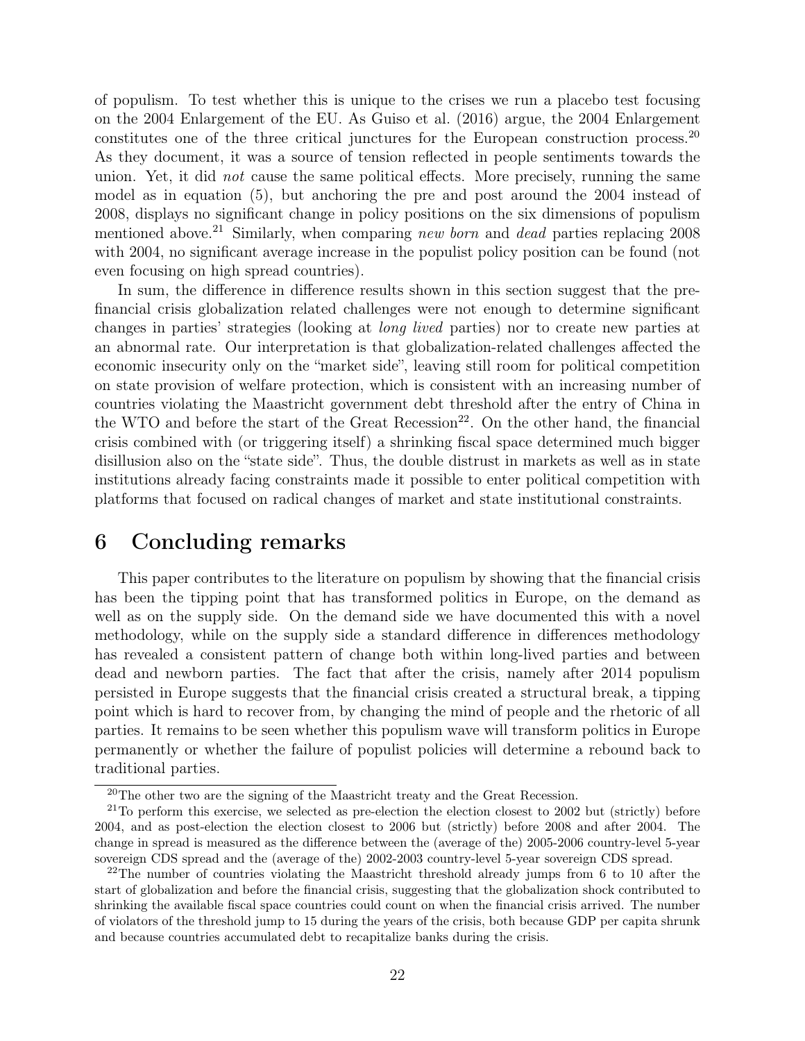of populism. To test whether this is unique to the crises we run a placebo test focusing on the 2004 Enlargement of the EU. As Guiso et al. (2016) argue, the 2004 Enlargement constitutes one of the three critical junctures for the European construction process.[20] As they document, it was a source of tension reflected in people sentiments towards the union. Yet, it did *not* cause the same political effects. More precisely, running the same model as in equation (5), but anchoring the pre and post around the 2004 instead of 2008, displays no significant change in policy positions on the six dimensions of populism mentioned above.[21] Similarly, when comparing *new born* and *dead* parties replacing 2008 with 2004, no significant average increase in the populist policy position can be found (not even focusing on high spread countries).

In sum, the difference in difference results shown in this section suggest that the pre-financial crisis globalization related challenges were not enough to determine significant changes in parties' strategies (looking at *long lived* parties) nor to create new parties at an abnormal rate. Our interpretation is that globalization-related challenges affected the economic insecurity only on the "market side", leaving still room for political competition on state provision of welfare protection, which is consistent with an increasing number of countries violating the Maastricht government debt threshold after the entry of China in the WTO and before the start of the Great Recession[22]. On the other hand, the financial crisis combined with (or triggering itself) a shrinking fiscal space determined much bigger disillusion also on the "state side". Thus, the double distrust in markets as well as in state institutions already facing constraints made it possible to enter political competition with platforms that focused on radical changes of market and state institutional constraints.

# 6 Concluding remarks

This paper contributes to the literature on populism by showing that the financial crisis has been the tipping point that has transformed politics in Europe, on the demand as well as on the supply side. On the demand side we have documented this with a novel methodology, while on the supply side a standard difference in differences methodology has revealed a consistent pattern of change both within long-lived parties and between dead and newborn parties. The fact that after the crisis, namely after 2014 populism persisted in Europe suggests that the financial crisis created a structural break, a tipping point which is hard to recover from, by changing the mind of people and the rhetoric of all parties. It remains to be seen whether this populism wave will transform politics in Europe permanently or whether the failure of populist policies will determine a rebound back to traditional parties.

[20]The other two are the signing of the Maastricht treaty and the Great Recession.

[21]To perform this exercise, we selected as pre-election the election closest to 2002 but (strictly) before 2004, and as post-election the election closest to 2006 but (strictly) before 2008 and after 2004. The change in spread is measured as the difference between the (average of the) 2005-2006 country-level 5-year sovereign CDS spread and the (average of the) 2002-2003 country-level 5-year sovereign CDS spread.

[22]The number of countries violating the Maastricht threshold already jumps from 6 to 10 after the start of globalization and before the financial crisis, suggesting that the globalization shock contributed to shrinking the available fiscal space countries could count on when the financial crisis arrived. The number of violators of the threshold jump to 15 during the years of the crisis, both because GDP per capita shrunk and because countries accumulated debt to recapitalize banks during the crisis.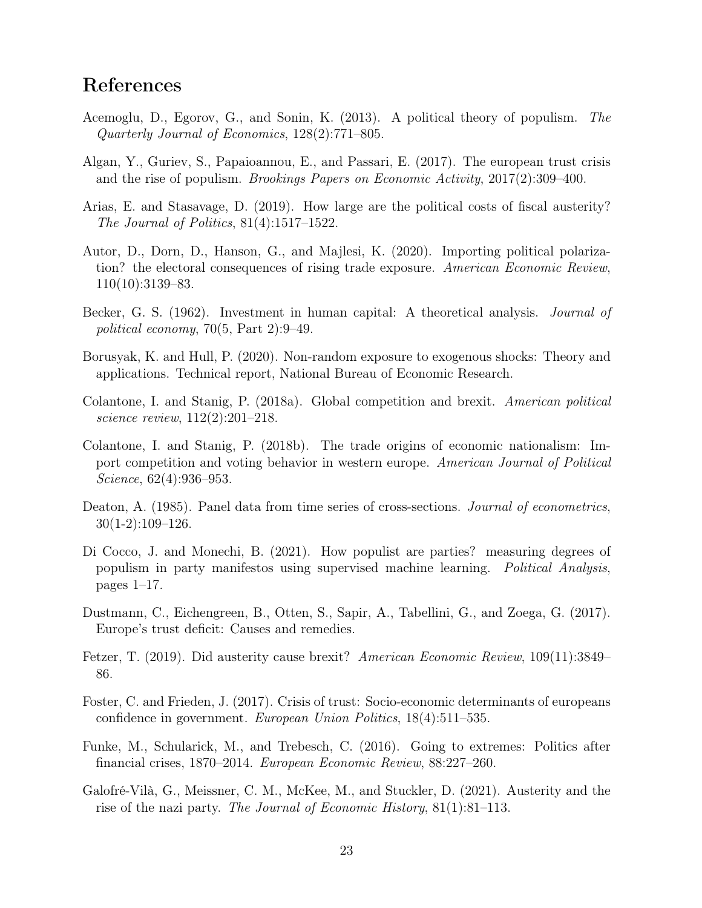# References

Acemoglu, D., Egorov, G., and Sonin, K. (2013). A political theory of populism. *The Quarterly Journal of Economics*, 128(2):771–805.

Algan, Y., Guriev, S., Papaioannou, E., and Passari, E. (2017). The european trust crisis and the rise of populism. *Brookings Papers on Economic Activity*, 2017(2):309–400.

Arias, E. and Stasavage, D. (2019). How large are the political costs of fiscal austerity? *The Journal of Politics*, 81(4):1517–1522.

Autor, D., Dorn, D., Hanson, G., and Majlesi, K. (2020). Importing political polarization? the electoral consequences of rising trade exposure. *American Economic Review*, 110(10):3139–83.

Becker, G. S. (1962). Investment in human capital: A theoretical analysis. *Journal of political economy*, 70(5, Part 2):9–49.

Borusyak, K. and Hull, P. (2020). Non-random exposure to exogenous shocks: Theory and applications. Technical report, National Bureau of Economic Research.

Colantone, I. and Stanig, P. (2018a). Global competition and brexit. *American political science review*, 112(2):201–218.

Colantone, I. and Stanig, P. (2018b). The trade origins of economic nationalism: Import competition and voting behavior in western europe. *American Journal of Political Science*, 62(4):936–953.

Deaton, A. (1985). Panel data from time series of cross-sections. *Journal of econometrics*, 30(1-2):109–126.

Di Cocco, J. and Monechi, B. (2021). How populist are parties? measuring degrees of populism in party manifestos using supervised machine learning. *Political Analysis*, pages 1–17.

Dustmann, C., Eichengreen, B., Otten, S., Sapir, A., Tabellini, G., and Zoega, G. (2017). Europe's trust deficit: Causes and remedies.

Fetzer, T. (2019). Did austerity cause brexit? *American Economic Review*, 109(11):3849–86.

Foster, C. and Frieden, J. (2017). Crisis of trust: Socio-economic determinants of europeans confidence in government. *European Union Politics*, 18(4):511–535.

Funke, M., Schularick, M., and Trebesch, C. (2016). Going to extremes: Politics after financial crises, 1870–2014. *European Economic Review*, 88:227–260.

Galofré-Vilà, G., Meissner, C. M., McKee, M., and Stuckler, D. (2021). Austerity and the rise of the nazi party. *The Journal of Economic History*, 81(1):81–113.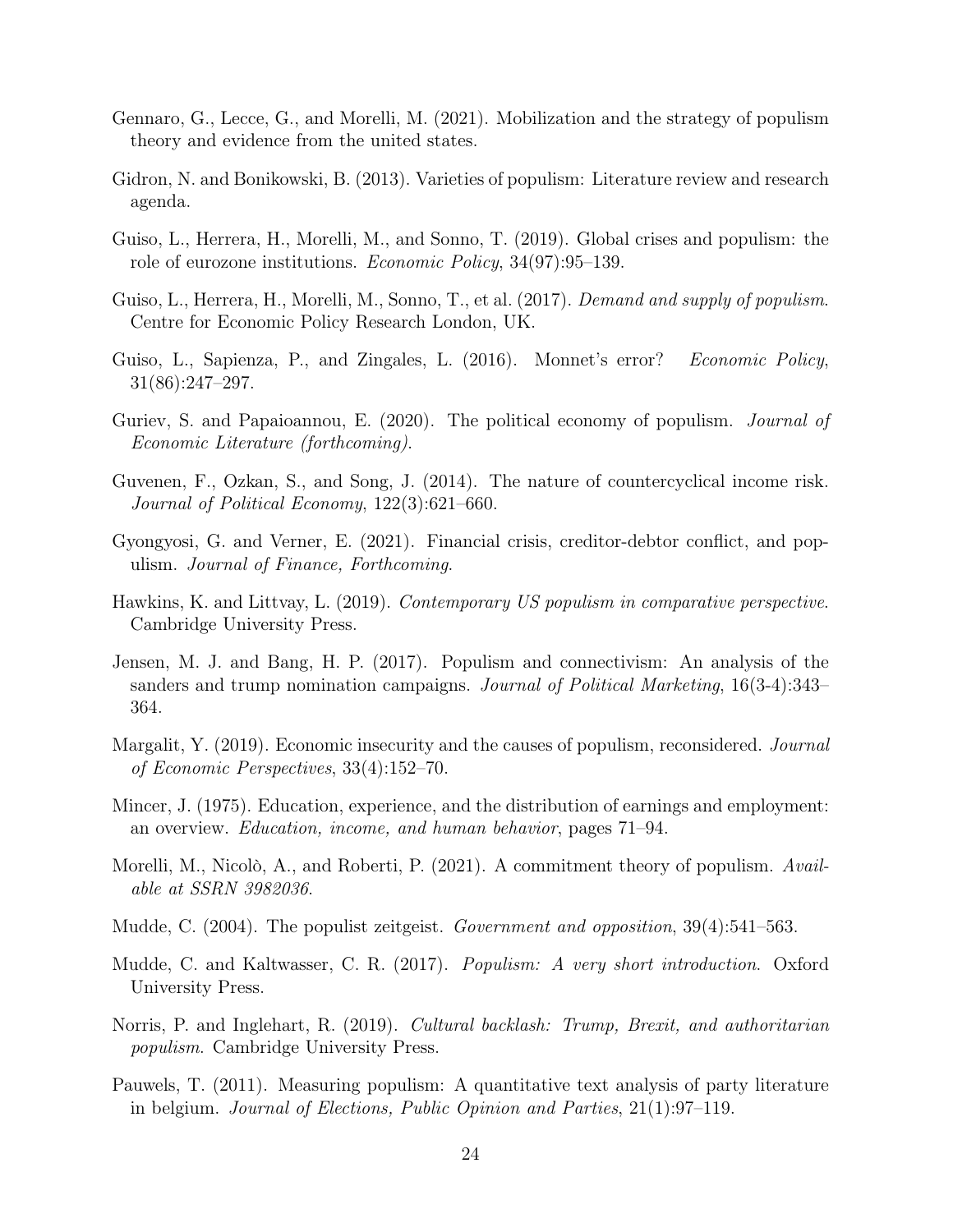Gennaro, G., Lecce, G., and Morelli, M. (2021). Mobilization and the strategy of populism theory and evidence from the united states.

Gidron, N. and Bonikowski, B. (2013). Varieties of populism: Literature review and research agenda.

Guiso, L., Herrera, H., Morelli, M., and Sonno, T. (2019). Global crises and populism: the role of eurozone institutions. *Economic Policy*, 34(97):95–139.

Guiso, L., Herrera, H., Morelli, M., Sonno, T., et al. (2017). *Demand and supply of populism*. Centre for Economic Policy Research London, UK.

Guiso, L., Sapienza, P., and Zingales, L. (2016). Monnet's error? *Economic Policy*, 31(86):247–297.

Guriev, S. and Papaioannou, E. (2020). The political economy of populism. *Journal of Economic Literature (forthcoming)*.

Guvenen, F., Ozkan, S., and Song, J. (2014). The nature of countercyclical income risk. *Journal of Political Economy*, 122(3):621–660.

Gyongyosi, G. and Verner, E. (2021). Financial crisis, creditor-debtor conflict, and populism. *Journal of Finance, Forthcoming*.

Hawkins, K. and Littvay, L. (2019). *Contemporary US populism in comparative perspective*. Cambridge University Press.

Jensen, M. J. and Bang, H. P. (2017). Populism and connectivism: An analysis of the sanders and trump nomination campaigns. *Journal of Political Marketing*, 16(3-4):343–364.

Margalit, Y. (2019). Economic insecurity and the causes of populism, reconsidered. *Journal of Economic Perspectives*, 33(4):152–70.

Mincer, J. (1975). Education, experience, and the distribution of earnings and employment: an overview. *Education, income, and human behavior*, pages 71–94.

Morelli, M., Nicolò, A., and Roberti, P. (2021). A commitment theory of populism. *Available at SSRN 3982036*.

Mudde, C. (2004). The populist zeitgeist. *Government and opposition*, 39(4):541–563.

Mudde, C. and Kaltwasser, C. R. (2017). *Populism: A very short introduction*. Oxford University Press.

Norris, P. and Inglehart, R. (2019). *Cultural backlash: Trump, Brexit, and authoritarian populism*. Cambridge University Press.

Pauwels, T. (2011). Measuring populism: A quantitative text analysis of party literature in belgium. *Journal of Elections, Public Opinion and Parties*, 21(1):97–119.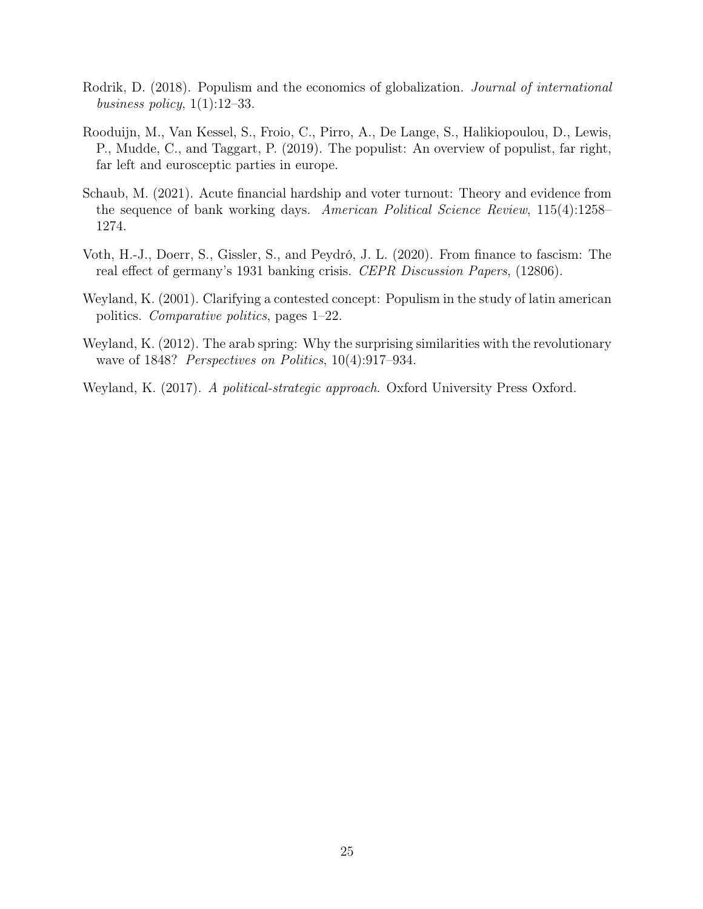Rodrik, D. (2018). Populism and the economics of globalization. *Journal of international business policy*, 1(1):12–33.

Rooduijn, M., Van Kessel, S., Froio, C., Pirro, A., De Lange, S., Halikiopoulou, D., Lewis, P., Mudde, C., and Taggart, P. (2019). The populist: An overview of populist, far right, far left and eurosceptic parties in europe.

Schaub, M. (2021). Acute financial hardship and voter turnout: Theory and evidence from the sequence of bank working days. *American Political Science Review*, 115(4):1258–1274.

Voth, H.-J., Doerr, S., Gissler, S., and Peydró, J. L. (2020). From finance to fascism: The real effect of germany's 1931 banking crisis. *CEPR Discussion Papers*, (12806).

Weyland, K. (2001). Clarifying a contested concept: Populism in the study of latin american politics. *Comparative politics*, pages 1–22.

Weyland, K. (2012). The arab spring: Why the surprising similarities with the revolutionary wave of 1848? *Perspectives on Politics*, 10(4):917–934.

Weyland, K. (2017). *A political-strategic approach*. Oxford University Press Oxford.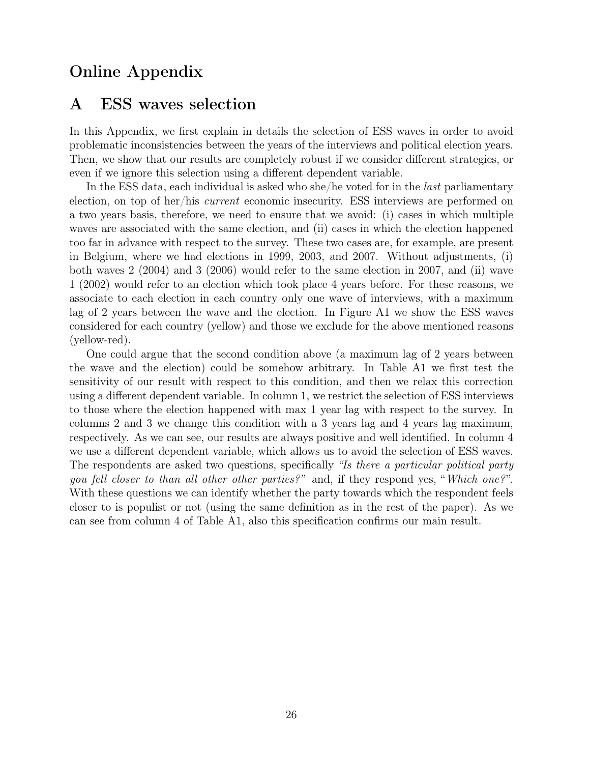# Online Appendix

## A ESS waves selection

In this Appendix, we first explain in details the selection of ESS waves in order to avoid problematic inconsistencies between the years of the interviews and political election years. Then, we show that our results are completely robust if we consider different strategies, or even if we ignore this selection using a different dependent variable.

In the ESS data, each individual is asked who she/he voted for in the *last* parliamentary election, on top of her/his *current* economic insecurity. ESS interviews are performed on a two years basis, therefore, we need to ensure that we avoid: (i) cases in which multiple waves are associated with the same election, and (ii) cases in which the election happened too far in advance with respect to the survey. These two cases are, for example, are present in Belgium, where we had elections in 1999, 2003, and 2007. Without adjustments, (i) both waves 2 (2004) and 3 (2006) would refer to the same election in 2007, and (ii) wave 1 (2002) would refer to an election which took place 4 years before. For these reasons, we associate to each election in each country only one wave of interviews, with a maximum lag of 2 years between the wave and the election. In Figure A1 we show the ESS waves considered for each country (yellow) and those we exclude for the above mentioned reasons (yellow-red).

One could argue that the second condition above (a maximum lag of 2 years between the wave and the election) could be somehow arbitrary. In Table A1 we first test the sensitivity of our result with respect to this condition, and then we relax this correction using a different dependent variable. In column 1, we restrict the selection of ESS interviews to those where the election happened with max 1 year lag with respect to the survey. In columns 2 and 3 we change this condition with a 3 years lag and 4 years lag maximum, respectively. As we can see, our results are always positive and well identified. In column 4 we use a different dependent variable, which allows us to avoid the selection of ESS waves. The respondents are asked two questions, specifically *"Is there a particular political party you fell closer to than all other other parties?"* and, if they respond yes, "*Which one?*". With these questions we can identify whether the party towards which the respondent feels closer to is populist or not (using the same definition as in the rest of the paper). As we can see from column 4 of Table A1, also this specification confirms our main result.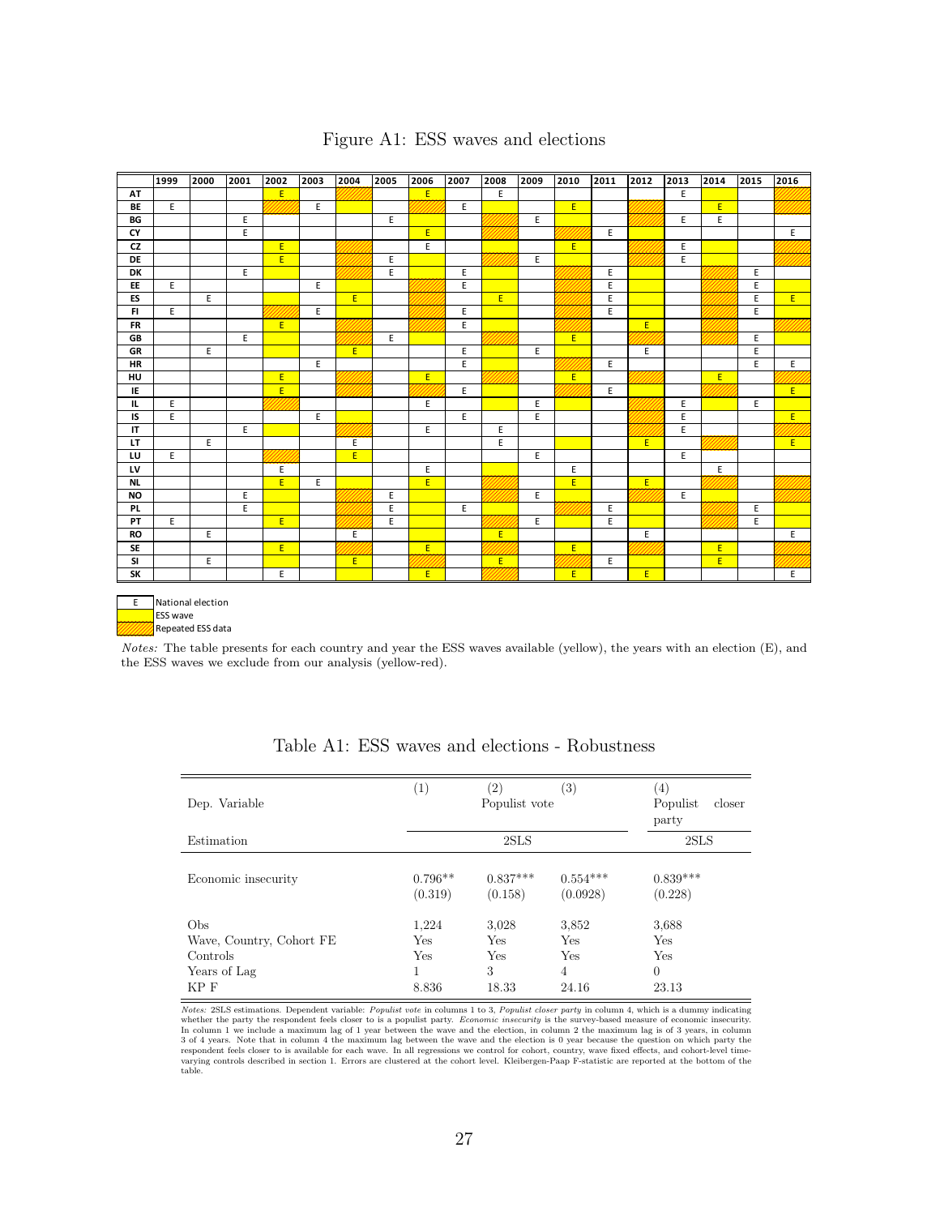## Figure A1: ESS waves and elections

| | 1999 | 2000 | 2001 | 2002 | 2003 | 2004 | 2005 | 2006 | 2007 | 2008 | 2009 | 2010 | 2011 | 2012 | 2013 | 2014 | 2015 | 2016 |
|---|---|---|---|---|---|---|---|---|---|---|---|---|---|---|---|---|---|---|
| **AT** | | | | E [W] | | [R] | | E [W] | | E | | | | | E | [W] | | [R] |
| **BE** | E | | | [R] | E | [W] | | [R] | E | [W] | | E [W] | | [R] | | E [W] | | [R] |
| **BG** | | | E | | | | E | [W] | | [R] | E | [W] | | [R] | E | E | | |
| **CY** | | | E | | | | | E [W] | | [R] | | [R] | E | [W] | | | | E |
| **CZ** | | | | E [W] | | [R] | | E | | | | E [W] | | [R] | E | [W] | | [R] |
| **DE** | | | | E [W] | | [R] | E | [W] | | [R] | E | [W] | | [R] | E | [W] | | [R] |
| **DK** | | | E | [W] | | [R] | E | [W] | E | [W] | | [R] | E | [W] | | [R] | E | [W] |
| **EE** | E | | | | E | [W] | | [R] | E | [W] | | [R] | E | [W] | | [R] | E | [W] |
| **ES** | | E | | [W] | | E [W] | | [R] | | E [W] | | [R] | E | [W] | | [R] | E | E [W] |
| **FI** | E | | | [R] | E | [W] | | [R] | E | [W] | | [R] | E | [W] | | [R] | E | [W] |
| **FR** | | | | E [W] | | [R] | | [R] | E | [W] | | [R] | | E [W] | | [R] | | [R] |
| **GB** | | | E | [W] | | [R] | E | [W] | | [R] | | E [W] | | [R] | | [R] | E | [W] |
| **GR** | | E | | [W] | | E [W] | | | E | [W] | E | [W] | | E | | | E | |
| **HR** | | | | | E | | | | E | [W] | | [R] | E | | | | E | E |
| **HU** | | | | E [W] | | [R] | | E [W] | | [R] | | E [W] | | [R] | | E [W] | | [R] |
| **IE** | | | | E [W] | | [R] | | [R] | E | [W] | | [R] | E | [W] | | [R] | | E [W] |
| **IL** | E | | | [R] | | | | E | | [W] | E | [W] | | [R] | E | [W] | E | |
| **IS** | E | | | | E | [W] | | | E | | E | | | [R] | E | | | E [W] |
| **IT** | | | E | [W] | | [R] | | E | | E | | | | [R] | E | | | [R] |
| **LT** | | E | | | | E | | | | E | | [W] | | E [W] | | [R] | | E [W] |
| **LU** | E | | | [R] | | E [W] | | | | | E | | | | E | | | |
| **LV** | | | | E | | | | E | | [W] | | E | | | | E | | |
| **NL** | | | | E [W] | E | [W] | | E [W] | | [R] | | E [W] | | E [W] | | [R] | | [R] |
| **NO** | | | E | [W] | | [R] | E | [W] | | [R] | E | [W] | | [R] | E | [W] | | [R] |
| **PL** | | | E | [W] | | [R] | E | [W] | E | [W] | | [R] | E | [W] | | [R] | E | [W] |
| **PT** | E | | | E [W] | | [R] | E | [W] | | [R] | E | [W] | E | [W] | | [R] | E | [W] |
| **RO** | | E | | | | E | | | | E [W] | | | | E | | | | E |
| **SE** | | | | E [W] | | [R] | | E [W] | | [R] | | E [W] | | [R] | | E [W] | | [R] |
| **SI** | | E | | [W] | | E [W] | | [R] | | E [W] | | [R] | E | [W] | | E [W] | | [R] |
| **SK** | | | | E | | [W] | | E [W] | | [R] | | E [W] | | E [W] | | | | E |

E: National election
[W]: ESS wave (yellow)
[R]: Repeated ESS data (yellow-red)

*Notes:* The table presents for each country and year the ESS waves available (yellow), the years with an election (E), and the ESS waves we exclude from our analysis (yellow-red).

## Table A1: ESS waves and elections - Robustness

| | (1) | (2) | (3) | (4) |
|---|---|---|---|---|
| Dep. Variable | | Populist vote | | Populist closer party |
| Estimation | | 2SLS | | 2SLS |
| Economic insecurity | 0.796** | 0.837*** | 0.554*** | 0.839*** |
| | (0.319) | (0.158) | (0.0928) | (0.228) |
| Obs | 1,224 | 3,028 | 3,852 | 3,688 |
| Wave, Country, Cohort FE | Yes | Yes | Yes | Yes |
| Controls | Yes | Yes | Yes | Yes |
| Years of Lag | 1 | 3 | 4 | 0 |
| KP F | 8.836 | 18.33 | 24.16 | 23.13 |

*Notes:* 2SLS estimations. Dependent variable: *Populist vote* in columns 1 to 3, *Populist closer party* in column 4, which is a dummy indicating whether the party the respondent feels closer to is a populist party. *Economic insecurity* is the survey-based measure of economic insecurity. In column 1 we include a maximum lag of 1 year between the wave and the election, in column 2 the maximum lag is of 3 years, in column 3 of 4 years. Note that in column 4 the maximum lag between the wave and the election is 0 year because the question on which party the respondent feels closer to is available for each wave. In all regressions we control for cohort, country, wave fixed effects, and cohort-level time-varying controls described in section 1. Errors are clustered at the cohort level. Kleibergen-Paap F-statistic are reported at the bottom of the table.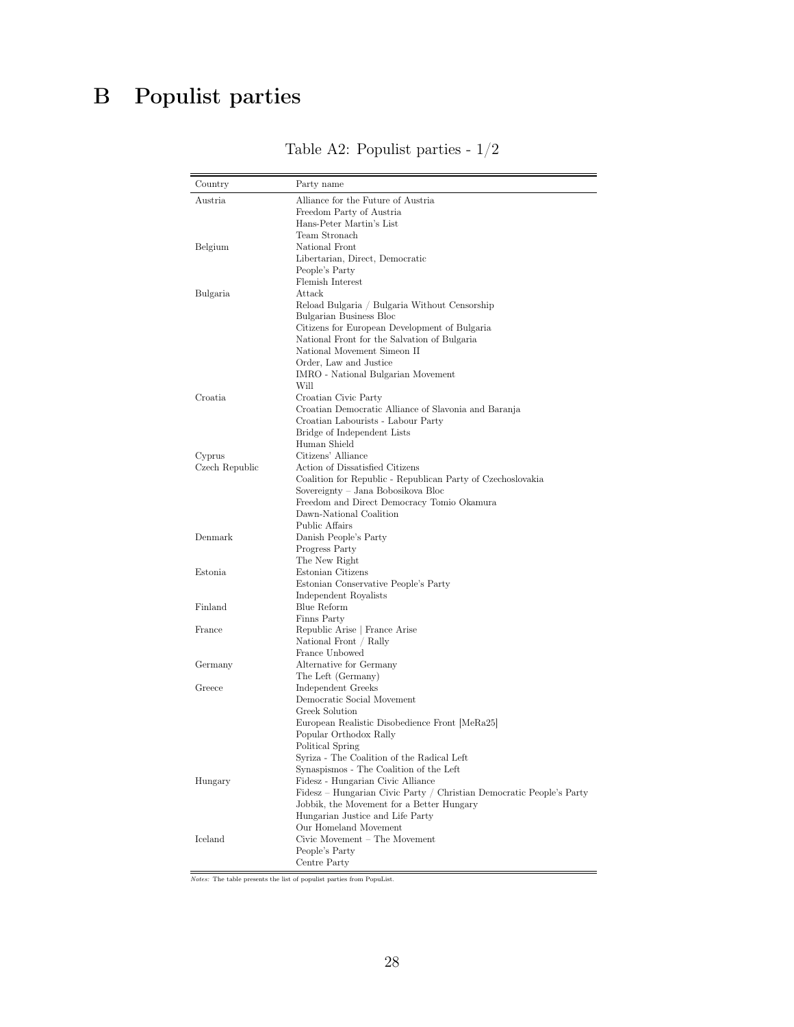# B Populist parties

Table A2: Populist parties - 1/2

| Country | Party name |
|---|---|
| Austria | Alliance for the Future of Austria |
| | Freedom Party of Austria |
| | Hans-Peter Martin's List |
| | Team Stronach |
| Belgium | National Front |
| | Libertarian, Direct, Democratic |
| | People's Party |
| | Flemish Interest |
| Bulgaria | Attack |
| | Reload Bulgaria / Bulgaria Without Censorship |
| | Bulgarian Business Bloc |
| | Citizens for European Development of Bulgaria |
| | National Front for the Salvation of Bulgaria |
| | National Movement Simeon II |
| | Order, Law and Justice |
| | IMRO - National Bulgarian Movement |
| | Will |
| Croatia | Croatian Civic Party |
| | Croatian Democratic Alliance of Slavonia and Baranja |
| | Croatian Labourists - Labour Party |
| | Bridge of Independent Lists |
| | Human Shield |
| Cyprus | Citizens' Alliance |
| Czech Republic | Action of Dissatisfied Citizens |
| | Coalition for Republic - Republican Party of Czechoslovakia |
| | Sovereignty – Jana Bobosikova Bloc |
| | Freedom and Direct Democracy Tomio Okamura |
| | Dawn-National Coalition |
| | Public Affairs |
| Denmark | Danish People's Party |
| | Progress Party |
| | The New Right |
| Estonia | Estonian Citizens |
| | Estonian Conservative People's Party |
| | Independent Royalists |
| Finland | Blue Reform |
| | Finns Party |
| France | Republic Arise \| France Arise |
| | National Front / Rally |
| | France Unbowed |
| Germany | Alternative for Germany |
| | The Left (Germany) |
| Greece | Independent Greeks |
| | Democratic Social Movement |
| | Greek Solution |
| | European Realistic Disobedience Front [MeRa25] |
| | Popular Orthodox Rally |
| | Political Spring |
| | Syriza - The Coalition of the Radical Left |
| | Synaspismos - The Coalition of the Left |
| Hungary | Fidesz - Hungarian Civic Alliance |
| | Fidesz – Hungarian Civic Party / Christian Democratic People's Party |
| | Jobbik, the Movement for a Better Hungary |
| | Hungarian Justice and Life Party |
| | Our Homeland Movement |
| Iceland | Civic Movement – The Movement |
| | People's Party |
| | Centre Party |

*Notes:* The table presents the list of populist parties from PopuList.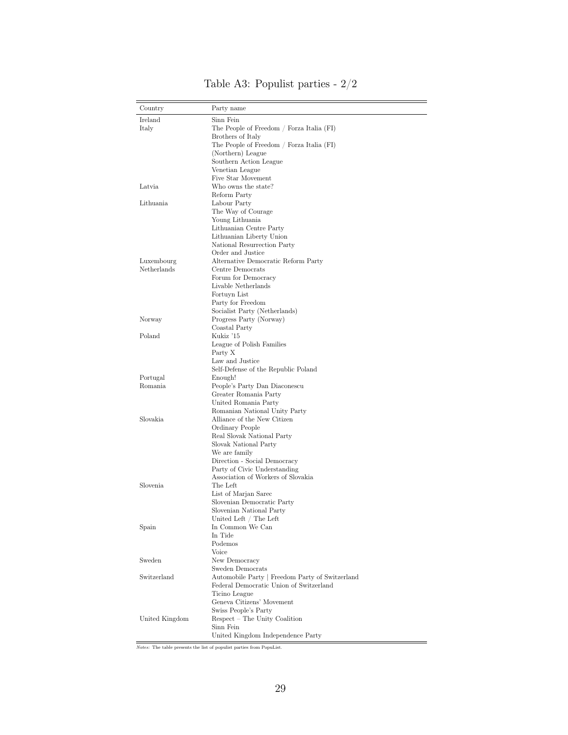Table A3: Populist parties - 2/2

| Country | Party name |
|---|---|
| Ireland | Sinn Fein |
| Italy | The People of Freedom / Forza Italia (FI) |
| | Brothers of Italy |
| | The People of Freedom / Forza Italia (FI) |
| | (Northern) League |
| | Southern Action League |
| | Venetian League |
| | Five Star Movement |
| Latvia | Who owns the state? |
| | Reform Party |
| Lithuania | Labour Party |
| | The Way of Courage |
| | Young Lithuania |
| | Lithuanian Centre Party |
| | Lithuanian Liberty Union |
| | National Resurrection Party |
| | Order and Justice |
| Luxembourg | Alternative Democratic Reform Party |
| Netherlands | Centre Democrats |
| | Forum for Democracy |
| | Livable Netherlands |
| | Fortuyn List |
| | Party for Freedom |
| | Socialist Party (Netherlands) |
| Norway | Progress Party (Norway) |
| | Coastal Party |
| Poland | Kukiz '15 |
| | League of Polish Families |
| | Party X |
| | Law and Justice |
| | Self-Defense of the Republic Poland |
| Portugal | Enough! |
| Romania | People's Party Dan Diaconescu |
| | Greater Romania Party |
| | United Romania Party |
| | Romanian National Unity Party |
| Slovakia | Alliance of the New Citizen |
| | Ordinary People |
| | Real Slovak National Party |
| | Slovak National Party |
| | We are family |
| | Direction - Social Democracy |
| | Party of Civic Understanding |
| | Association of Workers of Slovakia |
| Slovenia | The Left |
| | List of Marjan Sarec |
| | Slovenian Democratic Party |
| | Slovenian National Party |
| | United Left / The Left |
| Spain | In Common We Can |
| | In Tide |
| | Podemos |
| | Voice |
| Sweden | New Democracy |
| | Sweden Democrats |
| Switzerland | Automobile Party \| Freedom Party of Switzerland |
| | Federal Democratic Union of Switzerland |
| | Ticino League |
| | Geneva Citizens' Movement |
| | Swiss People's Party |
| United Kingdom | Respect – The Unity Coalition |
| | Sinn Fein |
| | United Kingdom Independence Party |

*Notes:* The table presents the list of populist parties from PopuList.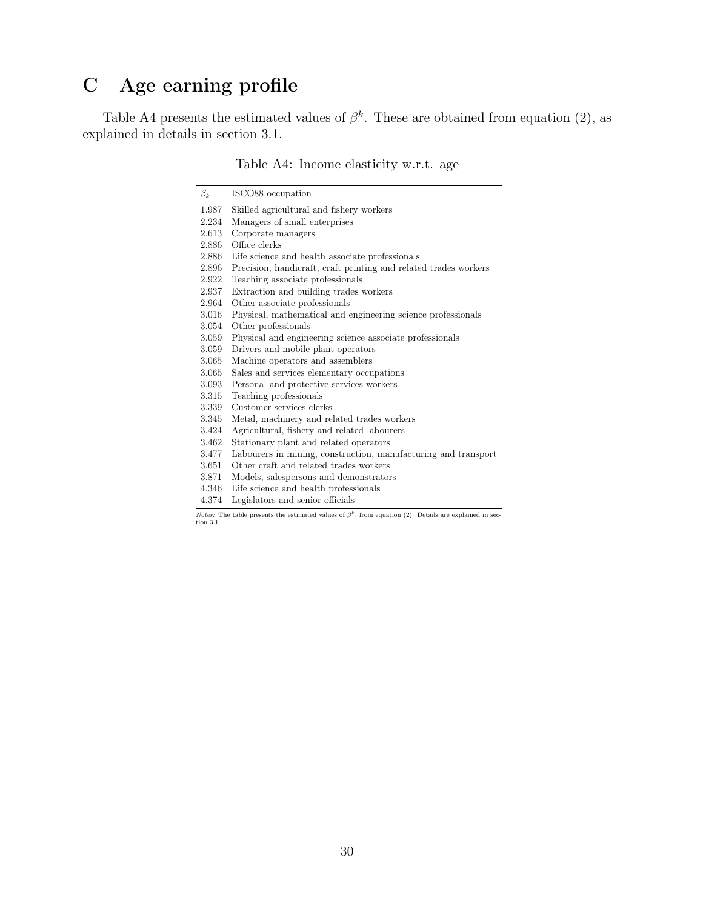# C Age earning profile

Table A4 presents the estimated values of $\beta^k$. These are obtained from equation (2), as explained in details in section 3.1.

Table A4: Income elasticity w.r.t. age

| $\beta_k$ | ISCO88 occupation |
|---|---|
| 1.987 | Skilled agricultural and fishery workers |
| 2.234 | Managers of small enterprises |
| 2.613 | Corporate managers |
| 2.886 | Office clerks |
| 2.886 | Life science and health associate professionals |
| 2.896 | Precision, handicraft, craft printing and related trades workers |
| 2.922 | Teaching associate professionals |
| 2.937 | Extraction and building trades workers |
| 2.964 | Other associate professionals |
| 3.016 | Physical, mathematical and engineering science professionals |
| 3.054 | Other professionals |
| 3.059 | Physical and engineering science associate professionals |
| 3.059 | Drivers and mobile plant operators |
| 3.065 | Machine operators and assemblers |
| 3.065 | Sales and services elementary occupations |
| 3.093 | Personal and protective services workers |
| 3.315 | Teaching professionals |
| 3.339 | Customer services clerks |
| 3.345 | Metal, machinery and related trades workers |
| 3.424 | Agricultural, fishery and related labourers |
| 3.462 | Stationary plant and related operators |
| 3.477 | Labourers in mining, construction, manufacturing and transport |
| 3.651 | Other craft and related trades workers |
| 3.871 | Models, salespersons and demonstrators |
| 4.346 | Life science and health professionals |
| 4.374 | Legislators and senior officials |

*Notes:* The table presents the estimated values of $\beta^k$, from equation (2). Details are explained in section 3.1.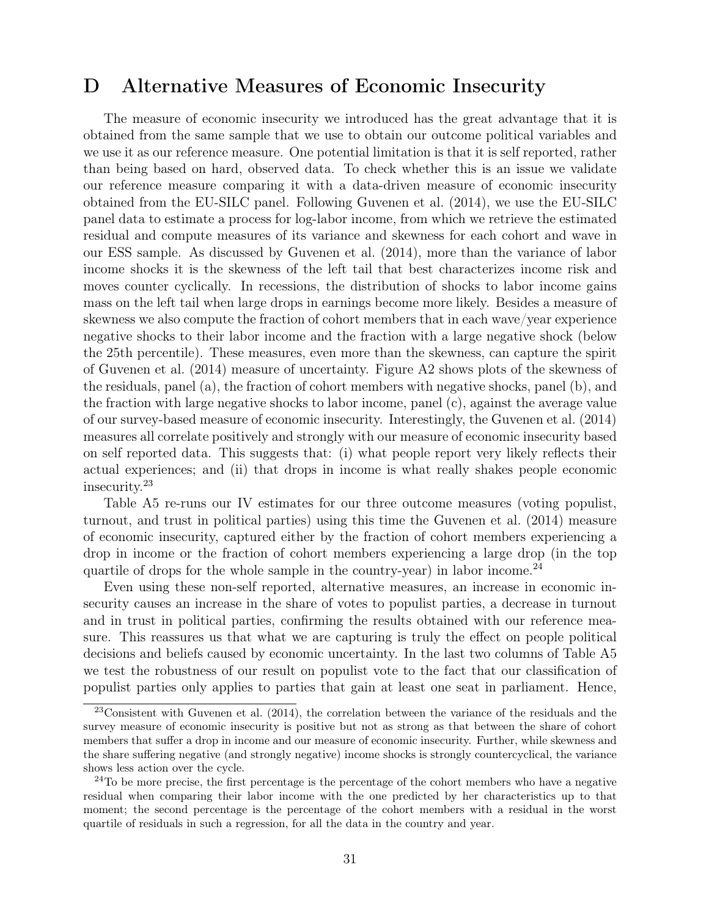# D Alternative Measures of Economic Insecurity

The measure of economic insecurity we introduced has the great advantage that it is obtained from the same sample that we use to obtain our outcome political variables and we use it as our reference measure. One potential limitation is that it is self reported, rather than being based on hard, observed data. To check whether this is an issue we validate our reference measure comparing it with a data-driven measure of economic insecurity obtained from the EU-SILC panel. Following Guvenen et al. (2014), we use the EU-SILC panel data to estimate a process for log-labor income, from which we retrieve the estimated residual and compute measures of its variance and skewness for each cohort and wave in our ESS sample. As discussed by Guvenen et al. (2014), more than the variance of labor income shocks it is the skewness of the left tail that best characterizes income risk and moves counter cyclically. In recessions, the distribution of shocks to labor income gains mass on the left tail when large drops in earnings become more likely. Besides a measure of skewness we also compute the fraction of cohort members that in each wave/year experience negative shocks to their labor income and the fraction with a large negative shock (below the 25th percentile). These measures, even more than the skewness, can capture the spirit of Guvenen et al. (2014) measure of uncertainty. Figure A2 shows plots of the skewness of the residuals, panel (a), the fraction of cohort members with negative shocks, panel (b), and the fraction with large negative shocks to labor income, panel (c), against the average value of our survey-based measure of economic insecurity. Interestingly, the Guvenen et al. (2014) measures all correlate positively and strongly with our measure of economic insecurity based on self reported data. This suggests that: (i) what people report very likely reflects their actual experiences; and (ii) that drops in income is what really shakes people economic insecurity.[23]

Table A5 re-runs our IV estimates for our three outcome measures (voting populist, turnout, and trust in political parties) using this time the Guvenen et al. (2014) measure of economic insecurity, captured either by the fraction of cohort members experiencing a drop in income or the fraction of cohort members experiencing a large drop (in the top quartile of drops for the whole sample in the country-year) in labor income.[24]

Even using these non-self reported, alternative measures, an increase in economic insecurity causes an increase in the share of votes to populist parties, a decrease in turnout and in trust in political parties, confirming the results obtained with our reference measure. This reassures us that what we are capturing is truly the effect on people political decisions and beliefs caused by economic uncertainty. In the last two columns of Table A5 we test the robustness of our result on populist vote to the fact that our classification of populist parties only applies to parties that gain at least one seat in parliament. Hence,

[23]Consistent with Guvenen et al. (2014), the correlation between the variance of the residuals and the survey measure of economic insecurity is positive but not as strong as that between the share of cohort members that suffer a drop in income and our measure of economic insecurity. Further, while skewness and the share suffering negative (and strongly negative) income shocks is strongly countercyclical, the variance shows less action over the cycle.

[24]To be more precise, the first percentage is the percentage of the cohort members who have a negative residual when comparing their labor income with the one predicted by her characteristics up to that moment; the second percentage is the percentage of the cohort members with a residual in the worst quartile of residuals in such a regression, for all the data in the country and year.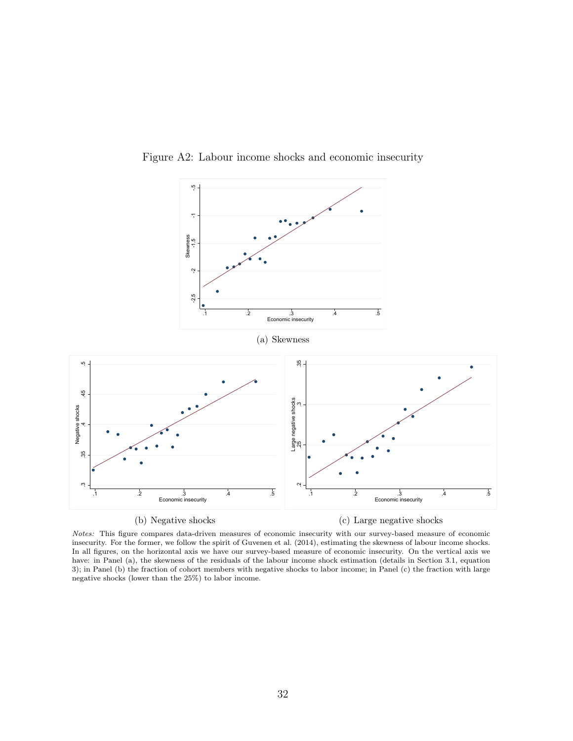Figure A2: Labour income shocks and economic insecurity

(a) Skewness

(b) Negative shocks

(c) Large negative shocks

*Notes:* This figure compares data-driven measures of economic insecurity with our survey-based measure of economic insecurity. For the former, we follow the spirit of Guvenen et al. (2014), estimating the skewness of labour income shocks. In all figures, on the horizontal axis we have our survey-based measure of economic insecurity. On the vertical axis we have: in Panel (a), the skewness of the residuals of the labour income shock estimation (details in Section 3.1, equation 3); in Panel (b) the fraction of cohort members with negative shocks to labor income; in Panel (c) the fraction with large negative shocks (lower than the 25%) to labor income.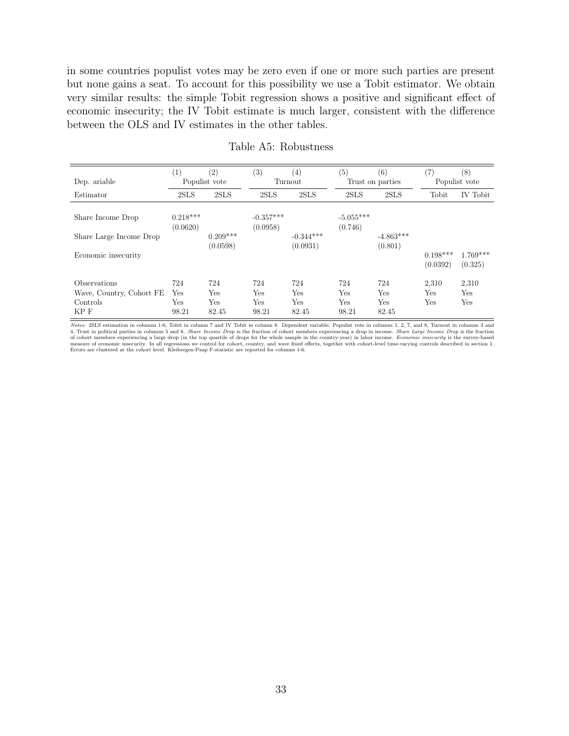in some countries populist votes may be zero even if one or more such parties are present but none gains a seat. To account for this possibility we use a Tobit estimator. We obtain very similar results: the simple Tobit regression shows a positive and significant effect of economic insecurity; the IV Tobit estimate is much larger, consistent with the difference between the OLS and IV estimates in the other tables.

Table A5: Robustness

| | (1) | (2) | (3) | (4) | (5) | (6) | (7) | (8) |
|---|---|---|---|---|---|---|---|---|
| Dep. ariable | Populist vote | | Turnout | | Trust on parties | | Populist vote | |
| Estimator | 2SLS | 2SLS | 2SLS | 2SLS | 2SLS | 2SLS | Tobit | IV Tobit |
| Share Income Drop | 0.218*** | | -0.357*** | | -5.055*** | | | |
| | (0.0620) | | (0.0958) | | (0.746) | | | |
| Share Large Income Drop | | 0.209*** | | -0.344*** | | -4.863*** | | |
| | | (0.0598) | | (0.0931) | | (0.801) | | |
| Economic insecurity | | | | | | | 0.198*** | 1.769*** |
| | | | | | | | (0.0392) | (0.325) |
| Observations | 724 | 724 | 724 | 724 | 724 | 724 | 2,310 | 2,310 |
| Wave, Country, Cohort FE | Yes | Yes | Yes | Yes | Yes | Yes | Yes | Yes |
| Controls | Yes | Yes | Yes | Yes | Yes | Yes | Yes | Yes |
| KP F | 98.21 | 82.45 | 98.21 | 82.45 | 98.21 | 82.45 | | |

*Notes:* 2SLS estimation in columns 1-6, Tobit in column 7 and IV Tobit in column 8. Dependent variable: Populist vote in columns 1, 2, 7, and 8, Turnout in columns 3 and 4, Trust in political parties in columns 5 and 6. *Share Income Drop* is the fraction of cohort members experiencing a drop in income. *Share Large Income Drop* is the fraction of cohort members experiencing a large drop (in the top quartile of drops for the whole sample in the country-year) in labor income. *Economic insecurity* is the survey-based measure of economic insecurity. In all regressions we control for cohort, country, and wave fixed effects, together with cohort-level time-varying controls described in section 1. Errors are clustered at the cohort level. Kleibergen-Paap F-statistic are reported for columns 1-6.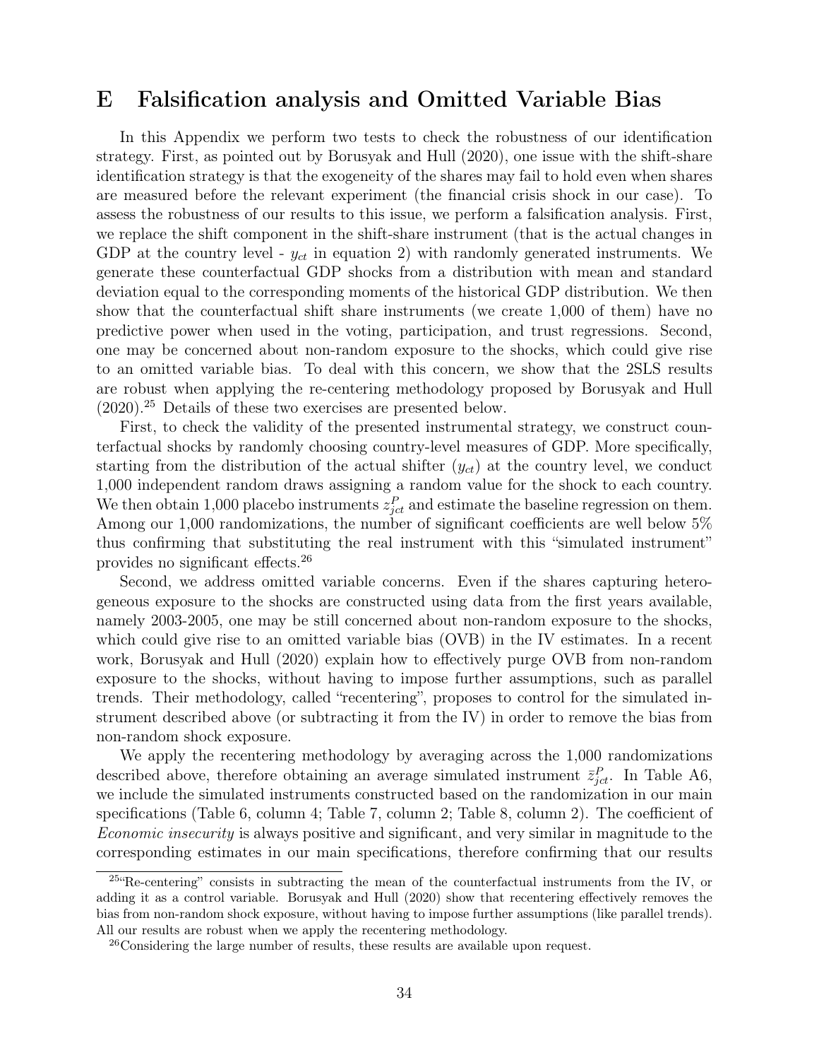# E Falsification analysis and Omitted Variable Bias

In this Appendix we perform two tests to check the robustness of our identification strategy. First, as pointed out by Borusyak and Hull (2020), one issue with the shift-share identification strategy is that the exogeneity of the shares may fail to hold even when shares are measured before the relevant experiment (the financial crisis shock in our case). To assess the robustness of our results to this issue, we perform a falsification analysis. First, we replace the shift component in the shift-share instrument (that is the actual changes in GDP at the country level - $y_{ct}$ in equation 2) with randomly generated instruments. We generate these counterfactual GDP shocks from a distribution with mean and standard deviation equal to the corresponding moments of the historical GDP distribution. We then show that the counterfactual shift share instruments (we create 1,000 of them) have no predictive power when used in the voting, participation, and trust regressions. Second, one may be concerned about non-random exposure to the shocks, which could give rise to an omitted variable bias. To deal with this concern, we show that the 2SLS results are robust when applying the re-centering methodology proposed by Borusyak and Hull (2020).[25] Details of these two exercises are presented below.

First, to check the validity of the presented instrumental strategy, we construct counterfactual shocks by randomly choosing country-level measures of GDP. More specifically, starting from the distribution of the actual shifter ($y_{ct}$) at the country level, we conduct 1,000 independent random draws assigning a random value for the shock to each country. We then obtain 1,000 placebo instruments $z^P_{jct}$ and estimate the baseline regression on them. Among our 1,000 randomizations, the number of significant coefficients are well below 5% thus confirming that substituting the real instrument with this "simulated instrument" provides no significant effects.[26]

Second, we address omitted variable concerns. Even if the shares capturing heterogeneous exposure to the shocks are constructed using data from the first years available, namely 2003-2005, one may be still concerned about non-random exposure to the shocks, which could give rise to an omitted variable bias (OVB) in the IV estimates. In a recent work, Borusyak and Hull (2020) explain how to effectively purge OVB from non-random exposure to the shocks, without having to impose further assumptions, such as parallel trends. Their methodology, called "recentering", proposes to control for the simulated instrument described above (or subtracting it from the IV) in order to remove the bias from non-random shock exposure.

We apply the recentering methodology by averaging across the 1,000 randomizations described above, therefore obtaining an average simulated instrument $\bar{z}^P_{jct}$. In Table A6, we include the simulated instruments constructed based on the randomization in our main specifications (Table 6, column 4; Table 7, column 2; Table 8, column 2). The coefficient of *Economic insecurity* is always positive and significant, and very similar in magnitude to the corresponding estimates in our main specifications, therefore confirming that our results

[25] "Re-centering" consists in subtracting the mean of the counterfactual instruments from the IV, or adding it as a control variable. Borusyak and Hull (2020) show that recentering effectively removes the bias from non-random shock exposure, without having to impose further assumptions (like parallel trends). All our results are robust when we apply the recentering methodology.

[26] Considering the large number of results, these results are available upon request.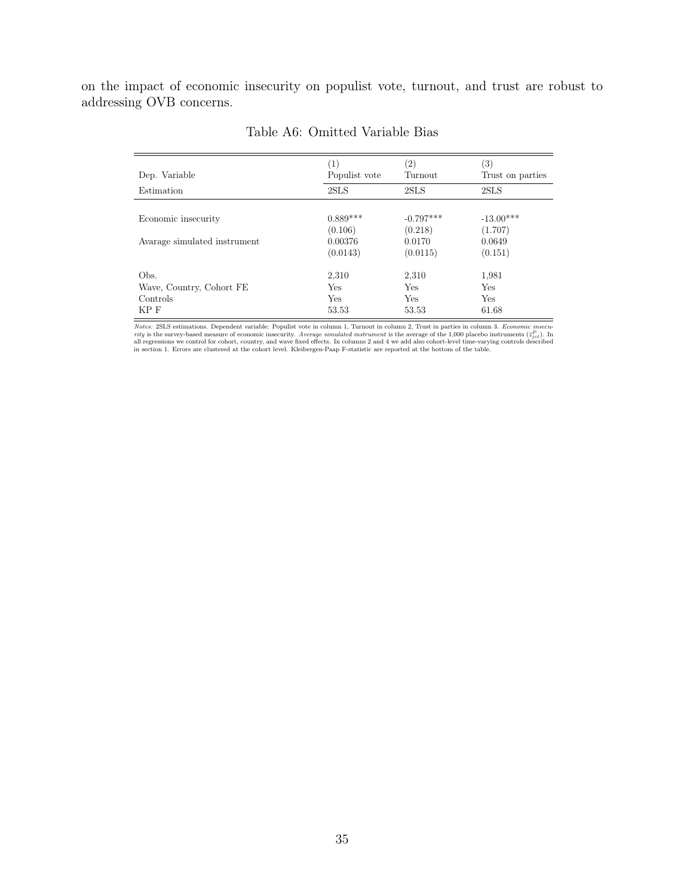on the impact of economic insecurity on populist vote, turnout, and trust are robust to addressing OVB concerns.

Table A6: Omitted Variable Bias

| Dep. Variable | (1) Populist vote | (2) Turnout | (3) Trust on parties |
|---|---|---|---|
| Estimation | 2SLS | 2SLS | 2SLS |
| Economic insecurity | 0.889*** | -0.797*** | -13.00*** |
| | (0.106) | (0.218) | (1.707) |
| Avarage simulated instrument | 0.00376 | 0.0170 | 0.0649 |
| | (0.0143) | (0.0115) | (0.151) |
| Obs. | 2,310 | 2,310 | 1,981 |
| Wave, Country, Cohort FE | Yes | Yes | Yes |
| Controls | Yes | Yes | Yes |
| KP F | 53.53 | 53.53 | 61.68 |

*Notes:* 2SLS estimations. Dependent variable: Populist vote in column 1, Turnout in column 2, Trust in parties in column 3. *Economic insecurity* is the survey-based measure of economic insecurity. *Average simulated instrument* is the average of the 1,000 placebo instruments ($\tilde{z}^{P}_{jct}$). In all regressions we control for cohort, country, and wave fixed effects. In columns 2 and 4 we add also cohort-level time-varying controls described in section 1. Errors are clustered at the cohort level. Kleibergen-Paap F-statistic are reported at the bottom of the table.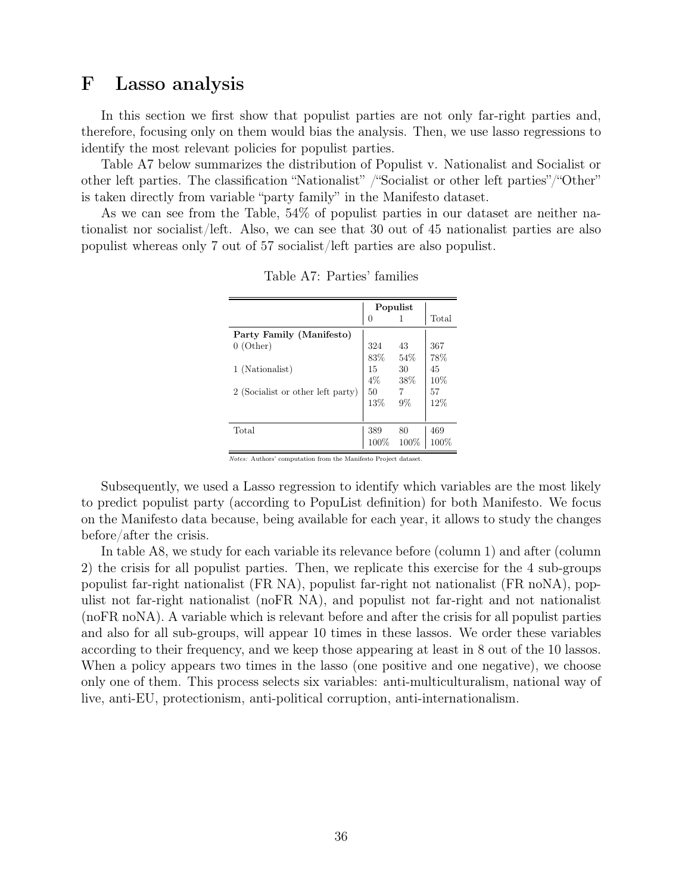# F Lasso analysis

In this section we first show that populist parties are not only far-right parties and, therefore, focusing only on them would bias the analysis. Then, we use lasso regressions to identify the most relevant policies for populist parties.

Table A7 below summarizes the distribution of Populist v. Nationalist and Socialist or other left parties. The classification "Nationalist" /"Socialist or other left parties"/"Other" is taken directly from variable "party family" in the Manifesto dataset.

As we can see from the Table, 54% of populist parties in our dataset are neither nationalist nor socialist/left. Also, we can see that 30 out of 45 nationalist parties are also populist whereas only 7 out of 57 socialist/left parties are also populist.

Table A7: Parties' families

| | **Populist** | | |
|---|---|---|---|
| | 0 | 1 | Total |
| **Party Family (Manifesto)** | | | |
| 0 (Other) | 324 | 43 | 367 |
| | 83% | 54% | 78% |
| 1 (Nationalist) | 15 | 30 | 45 |
| | 4% | 38% | 10% |
| 2 (Socialist or other left party) | 50 | 7 | 57 |
| | 13% | 9% | 12% |
| Total | 389 | 80 | 469 |
| | 100% | 100% | 100% |

*Notes:* Authors' computation from the Manifesto Project dataset.

Subsequently, we used a Lasso regression to identify which variables are the most likely to predict populist party (according to PopuList definition) for both Manifesto. We focus on the Manifesto data because, being available for each year, it allows to study the changes before/after the crisis.

In table A8, we study for each variable its relevance before (column 1) and after (column 2) the crisis for all populist parties. Then, we replicate this exercise for the 4 sub-groups populist far-right nationalist (FR NA), populist far-right not nationalist (FR noNA), populist not far-right nationalist (noFR NA), and populist not far-right and not nationalist (noFR noNA). A variable which is relevant before and after the crisis for all populist parties and also for all sub-groups, will appear 10 times in these lassos. We order these variables according to their frequency, and we keep those appearing at least in 8 out of the 10 lassos. When a policy appears two times in the lasso (one positive and one negative), we choose only one of them. This process selects six variables: anti-multiculturalism, national way of live, anti-EU, protectionism, anti-political corruption, anti-internationalism.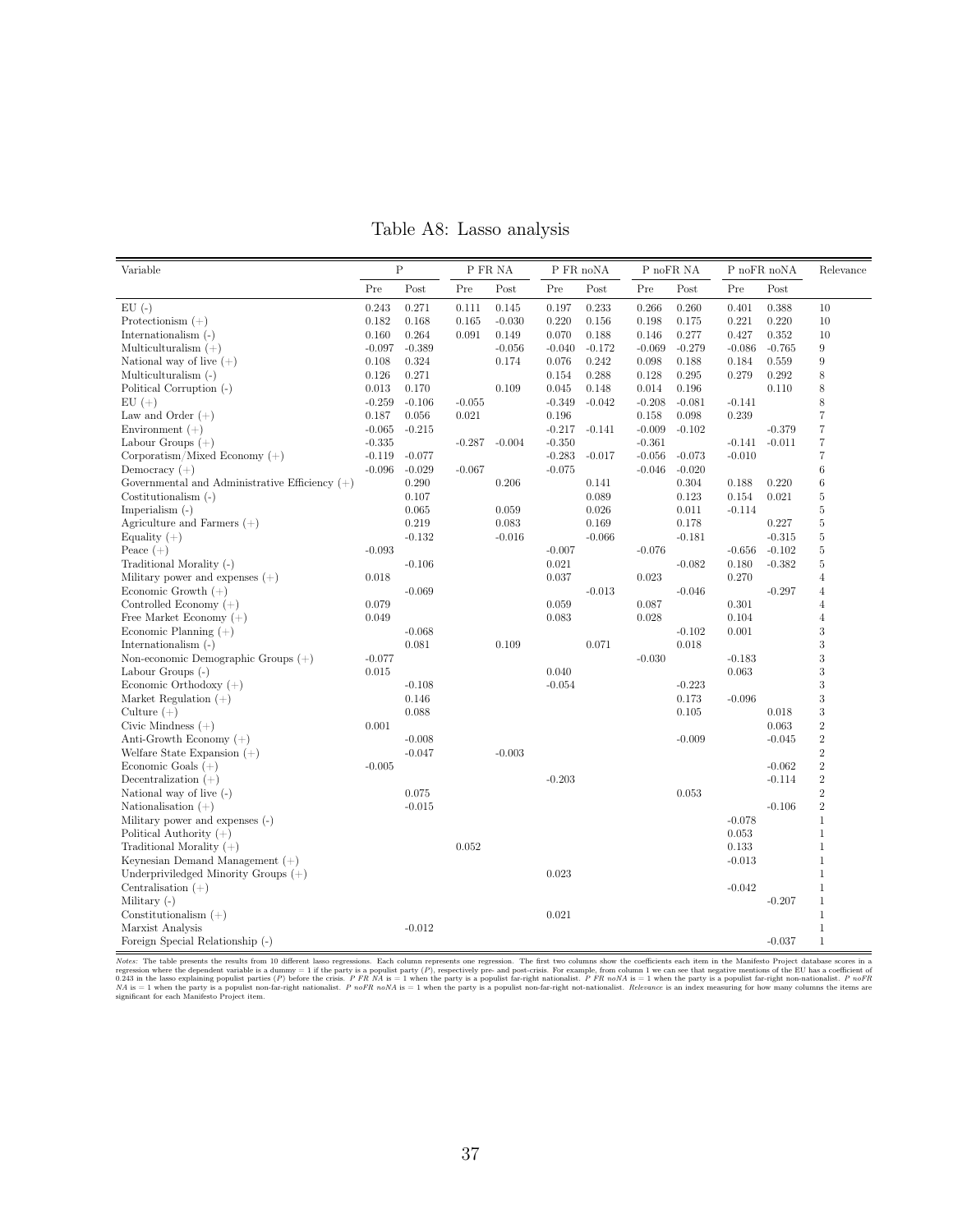Table A8: Lasso analysis

| Variable | P | | P FR NA | | P FR noNA | | P noFR NA | | P noFR noNA | | Relevance |
|---|---|---|---|---|---|---|---|---|---|---|---|
| | Pre | Post | Pre | Post | Pre | Post | Pre | Post | Pre | Post | |
| EU (-) | 0.243 | 0.271 | 0.111 | 0.145 | 0.197 | 0.233 | 0.266 | 0.260 | 0.401 | 0.388 | 10 |
| Protectionism (+) | 0.182 | 0.168 | 0.165 | -0.030 | 0.220 | 0.156 | 0.198 | 0.175 | 0.221 | 0.220 | 10 |
| Internationalism (-) | 0.160 | 0.264 | 0.091 | 0.149 | 0.070 | 0.188 | 0.146 | 0.277 | 0.427 | 0.352 | 10 |
| Multiculturalism (+) | -0.097 | -0.389 | | -0.056 | -0.040 | -0.172 | -0.069 | -0.279 | -0.086 | -0.765 | 9 |
| National way of live (+) | 0.108 | 0.324 | | 0.174 | 0.076 | 0.242 | 0.098 | 0.188 | 0.184 | 0.559 | 9 |
| Multiculturalism (-) | 0.126 | 0.271 | | | 0.154 | 0.288 | 0.128 | 0.295 | 0.279 | 0.292 | 8 |
| Political Corruption (-) | 0.013 | 0.170 | | 0.109 | 0.045 | 0.148 | 0.014 | 0.196 | | 0.110 | 8 |
| EU (+) | -0.259 | -0.106 | -0.055 | | -0.349 | -0.042 | -0.208 | -0.081 | -0.141 | | 8 |
| Law and Order (+) | 0.187 | 0.056 | 0.021 | | 0.196 | | 0.158 | 0.098 | 0.239 | | 7 |
| Environment (+) | -0.065 | -0.215 | | | -0.217 | -0.141 | -0.009 | -0.102 | | -0.379 | 7 |
| Labour Groups (+) | -0.335 | | -0.287 | -0.004 | -0.350 | | -0.361 | | -0.141 | -0.011 | 7 |
| Corporatism/Mixed Economy (+) | -0.119 | -0.077 | | | -0.283 | -0.017 | -0.056 | -0.073 | -0.010 | | 7 |
| Democracy (+) | -0.096 | -0.029 | -0.067 | | -0.075 | | -0.046 | -0.020 | | | 6 |
| Governmental and Administrative Efficiency (+) | | 0.290 | | 0.206 | | 0.141 | | 0.304 | 0.188 | 0.220 | 6 |
| Costitutionalism (-) | | 0.107 | | | | 0.089 | | 0.123 | 0.154 | 0.021 | 5 |
| Imperialism (-) | | 0.065 | | 0.059 | | 0.026 | | 0.011 | -0.114 | | 5 |
| Agriculture and Farmers (+) | | 0.219 | | 0.083 | | 0.169 | | 0.178 | | 0.227 | 5 |
| Equality (+) | | -0.132 | | -0.016 | | -0.066 | | -0.181 | | -0.315 | 5 |
| Peace (+) | -0.093 | | | | -0.007 | | -0.076 | | -0.656 | -0.102 | 5 |
| Traditional Morality (-) | | -0.106 | | | 0.021 | | | -0.082 | 0.180 | -0.382 | 5 |
| Military power and expenses (+) | 0.018 | | | | 0.037 | | 0.023 | | 0.270 | | 4 |
| Economic Growth (+) | | -0.069 | | | | -0.013 | | -0.046 | | -0.297 | 4 |
| Controlled Economy (+) | 0.079 | | | | 0.059 | | 0.087 | | 0.301 | | 4 |
| Free Market Economy (+) | 0.049 | | | | 0.083 | | 0.028 | | 0.104 | | 4 |
| Economic Planning (+) | | -0.068 | | | | | | -0.102 | 0.001 | | 3 |
| Internationalism (-) | | 0.081 | | 0.109 | | 0.071 | | 0.018 | | | 3 |
| Non-economic Demographic Groups (+) | -0.077 | | | | | | -0.030 | | -0.183 | | 3 |
| Labour Groups (-) | 0.015 | | | | 0.040 | | | | 0.063 | | 3 |
| Economic Orthodoxy (+) | | -0.108 | | | -0.054 | | | -0.223 | | | 3 |
| Market Regulation (+) | | 0.146 | | | | | | 0.173 | -0.096 | | 3 |
| Culture (+) | | 0.088 | | | | | | 0.105 | | 0.018 | 3 |
| Civic Mindness (+) | 0.001 | | | | | | | | | 0.063 | 2 |
| Anti-Growth Economy (+) | | -0.008 | | | | | | -0.009 | | -0.045 | 2 |
| Welfare State Expansion (+) | | -0.047 | | -0.003 | | | | | | | 2 |
| Economic Goals (+) | -0.005 | | | | | | | | | -0.062 | 2 |
| Decentralization (+) | | | | | -0.203 | | | | | -0.114 | 2 |
| National way of live (-) | | 0.075 | | | | | | 0.053 | | | 2 |
| Nationalisation (+) | | -0.015 | | | | | | | | -0.106 | 2 |
| Military power and expenses (-) | | | | | | | | | -0.078 | | 1 |
| Political Authority (+) | | | | | | | | | 0.053 | | 1 |
| Traditional Morality (+) | | | 0.052 | | | | | | 0.133 | | 1 |
| Keynesian Demand Management (+) | | | | | | | | | -0.013 | | 1 |
| Underpriviledged Minority Groups (+) | | | | | 0.023 | | | | | | 1 |
| Centralisation (+) | | | | | | | | | -0.042 | | 1 |
| Military (-) | | | | | | | | | | -0.207 | 1 |
| Constitutionalism (+) | | | | | 0.021 | | | | | | 1 |
| Marxist Analysis | | -0.012 | | | | | | | | | 1 |
| Foreign Special Relationship (-) | | | | | | | | | | -0.037 | 1 |

*Notes:* The table presents the results from 10 different lasso regressions. Each column represents one regression. The first two columns show the coefficients each item in the Manifesto Project database scores in a regression where the dependent variable is a dummy = 1 if the party is a populist party (*P*), respectively pre- and post-crisis. For example, from column 1 we can see that negative mentions of the EU has a coefficient of 0.243 in the lasso explaining populist parties (*P*) before the crisis. *P FR NA* is = 1 when the party is a populist far-right nationalist. *P FR noNA* is = 1 when the party is a populist far-right non-nationalist. *P noFR NA* is = 1 when the party is a populist non-far-right nationalist. *P noFR noNA* is = 1 when the party is a populist non-far-right not-nationalist. *Relevance* is an index measuring for how many columns the items are significant for each Manifesto Project item.